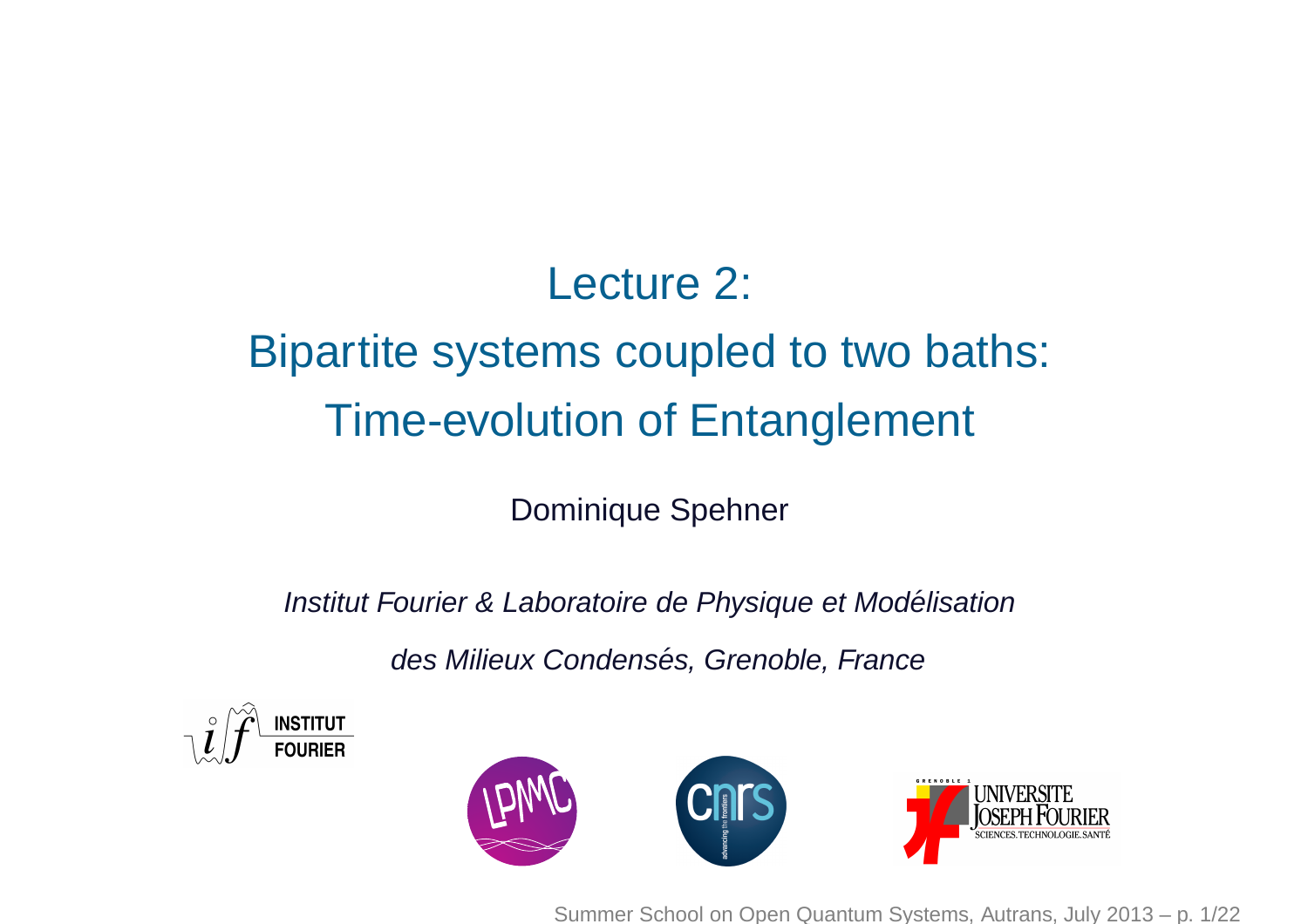# Lecture 2:
# Bipartite systems coupled to two baths:
# Time-evolution of Entanglement

Dominique Spehner

*Institut Fourier & Laboratoire de Physique et Modélisation*

*des Milieux Condensés, Grenoble, France*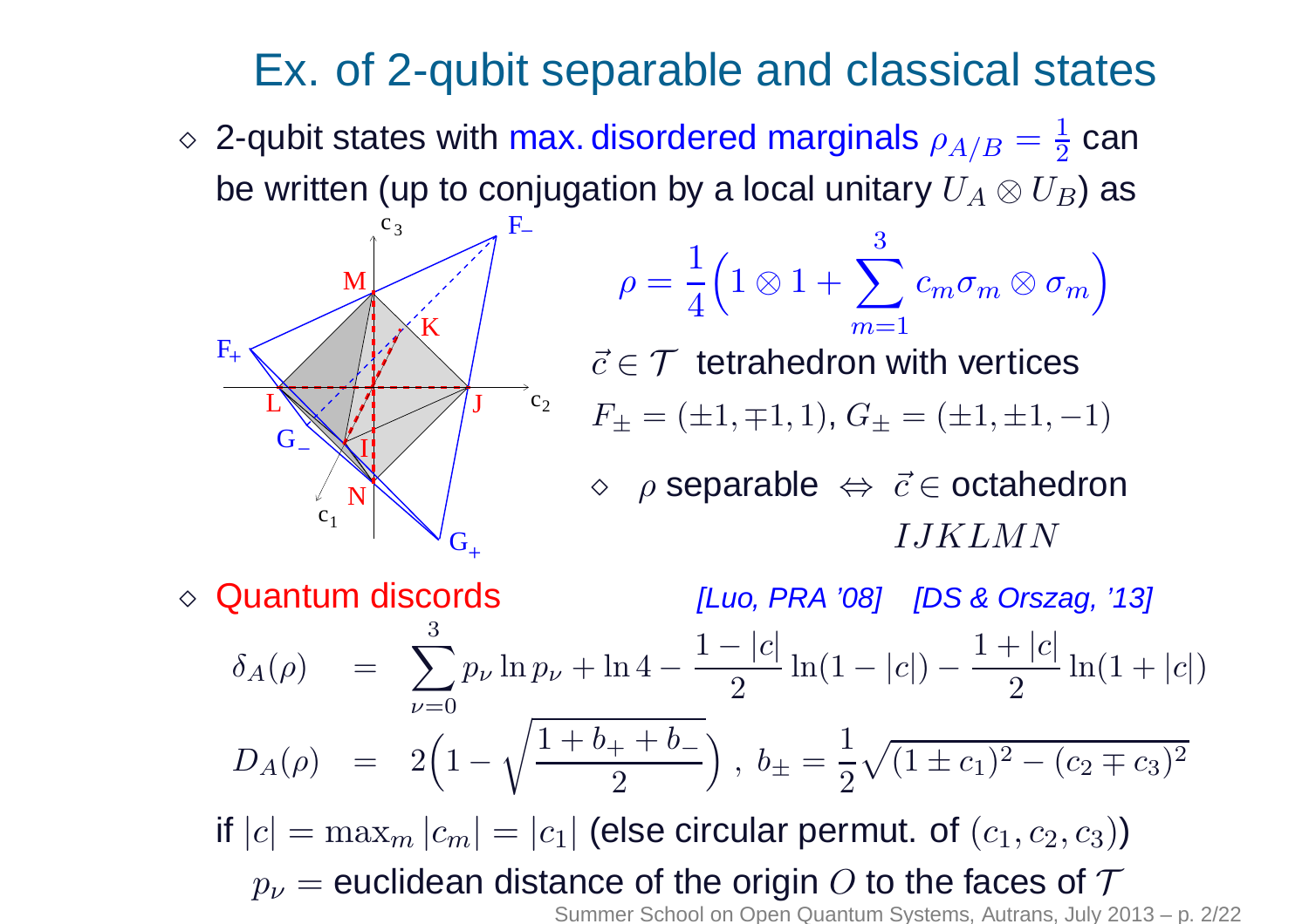# Ex. of 2-qubit separable and classical states

- 2-qubit states with max. disordered marginals $\rho_{A/B} = \frac{1}{2}$ can be written (up to conjugation by a local unitary $U_A \otimes U_B$) as

$$\rho = \frac{1}{4}\Big(1 \otimes 1 + \sum_{m=1}^{3} c_m \sigma_m \otimes \sigma_m\Big)$$

$\vec{c} \in \mathcal{T}$ tetrahedron with vertices $F_\pm = (\pm 1, \mp 1, 1)$, $G_\pm = (\pm 1, \pm 1, -1)$

- $\rho$ separable $\Leftrightarrow$ $\vec{c} \in$ octahedron $IJKLMN$

- Quantum discords *[Luo, PRA '08]* *[DS & Orszag, '13]*

$$\delta_A(\rho) = \sum_{\nu=0}^{3} p_\nu \ln p_\nu + \ln 4 - \frac{1-|c|}{2}\ln(1-|c|) - \frac{1+|c|}{2}\ln(1+|c|)$$

$$D_A(\rho) = 2\Big(1 - \sqrt{\frac{1+b_+ + b_-}{2}}\Big)\ ,\ b_\pm = \frac{1}{2}\sqrt{(1 \pm c_1)^2 - (c_2 \mp c_3)^2}$$

if $|c| = \max_m |c_m| = |c_1|$ (else circular permut. of $(c_1, c_2, c_3)$)

$p_\nu =$ euclidean distance of the origin $O$ to the faces of $\mathcal{T}$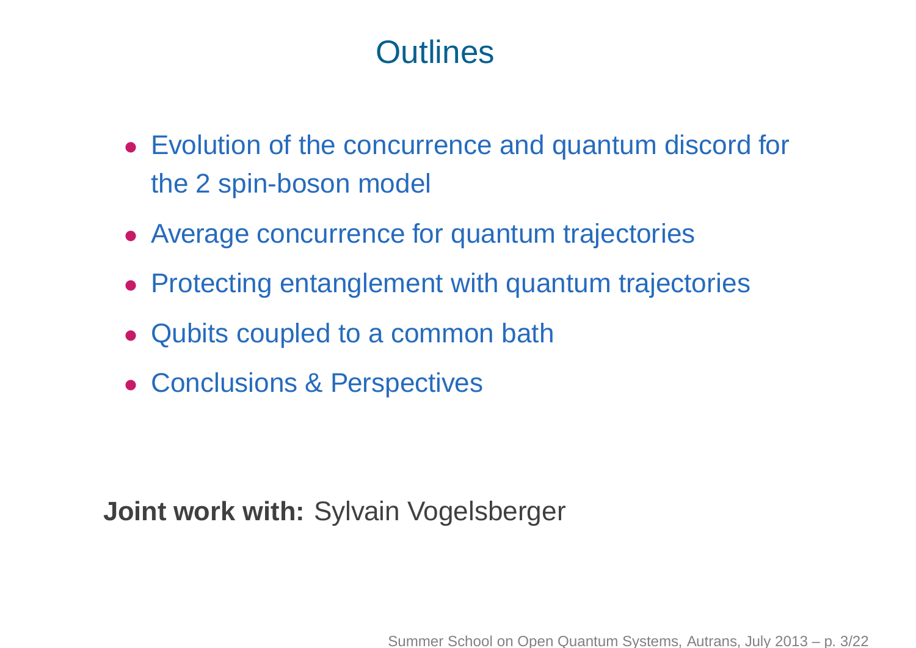# Outlines

- Evolution of the concurrence and quantum discord for the 2 spin-boson model
- Average concurrence for quantum trajectories
- Protecting entanglement with quantum trajectories
- Qubits coupled to a common bath
- Conclusions & Perspectives

**Joint work with:** Sylvain Vogelsberger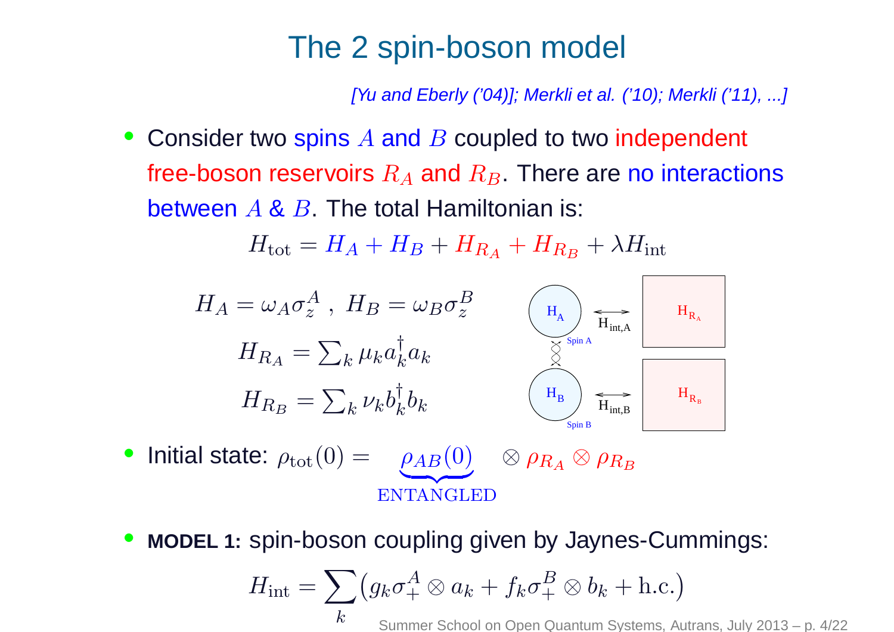# The 2 spin-boson model

*[Yu and Eberly ('04)]; Merkli et al. ('10); Merkli ('11), ...]*

- Consider two spins $A$ and $B$ coupled to two independent free-boson reservoirs $R_A$ and $R_B$. There are no interactions between $A$ & $B$. The total Hamiltonian is:

$$H_{\text{tot}} = H_A + H_B + H_{R_A} + H_{R_B} + \lambda H_{\text{int}}$$

$$H_A = \omega_A \sigma_z^A \ , \ H_B = \omega_B \sigma_z^B$$

$$H_{R_A} = \sum_k \mu_k a_k^\dagger a_k$$

$$H_{R_B} = \sum_k \nu_k b_k^\dagger b_k$$

$H_A$ (Spin A) $\longleftrightarrow$ $H_{\text{int,A}}$ $\longleftrightarrow$ $H_{R_A}$

$H_B$ (Spin B) $\longleftrightarrow$ $H_{\text{int,B}}$ $\longleftrightarrow$ $H_{R_B}$

- Initial state: $\rho_{\text{tot}}(0) = \underbrace{\rho_{AB}(0)}_{\text{ENTANGLED}} \otimes \rho_{R_A} \otimes \rho_{R_B}$

- **MODEL 1:** spin-boson coupling given by Jaynes-Cummings:

$$H_{\text{int}} = \sum_k \left( g_k \sigma_+^A \otimes a_k + f_k \sigma_+^B \otimes b_k + \text{h.c.} \right)$$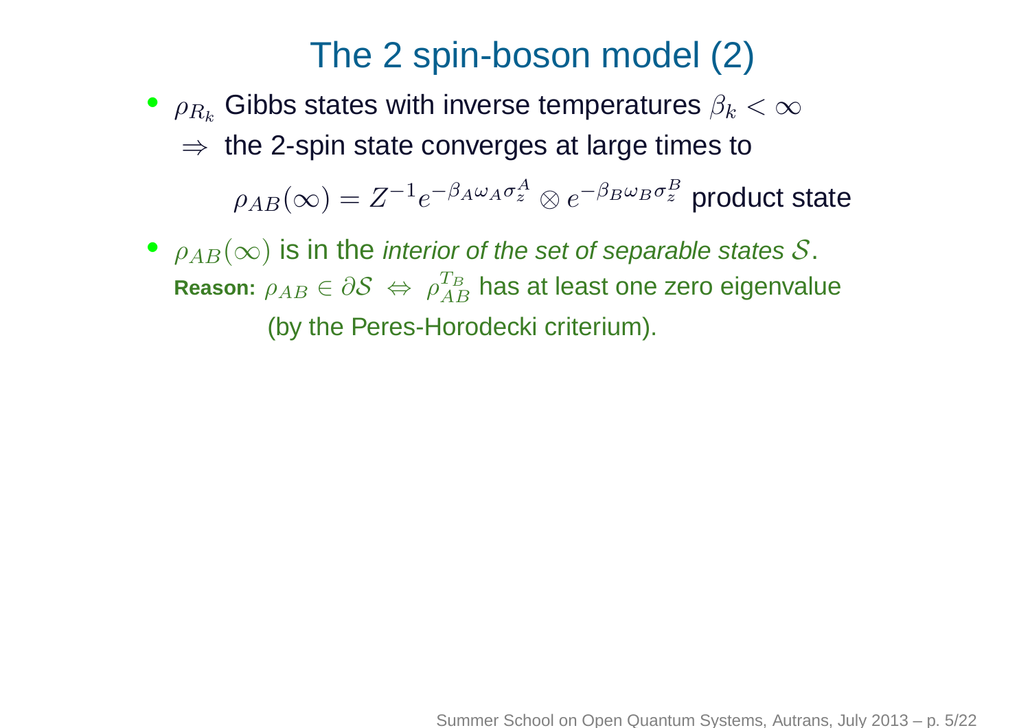# The 2 spin-boson model (2)

- $\rho_{R_k}$ Gibbs states with inverse temperatures $\beta_k < \infty$

  $\Rightarrow$ the 2-spin state converges at large times to

  $$\rho_{AB}(\infty) = Z^{-1} e^{-\beta_A \omega_A \sigma_z^A} \otimes e^{-\beta_B \omega_B \sigma_z^B} \text{ product state}$$

- $\rho_{AB}(\infty)$ is in the *interior of the set of separable states* $\mathcal{S}$.

  **Reason:** $\rho_{AB} \in \partial \mathcal{S} \ \Leftrightarrow \ \rho_{AB}^{T_B}$ has at least one zero eigenvalue (by the Peres-Horodecki criterium).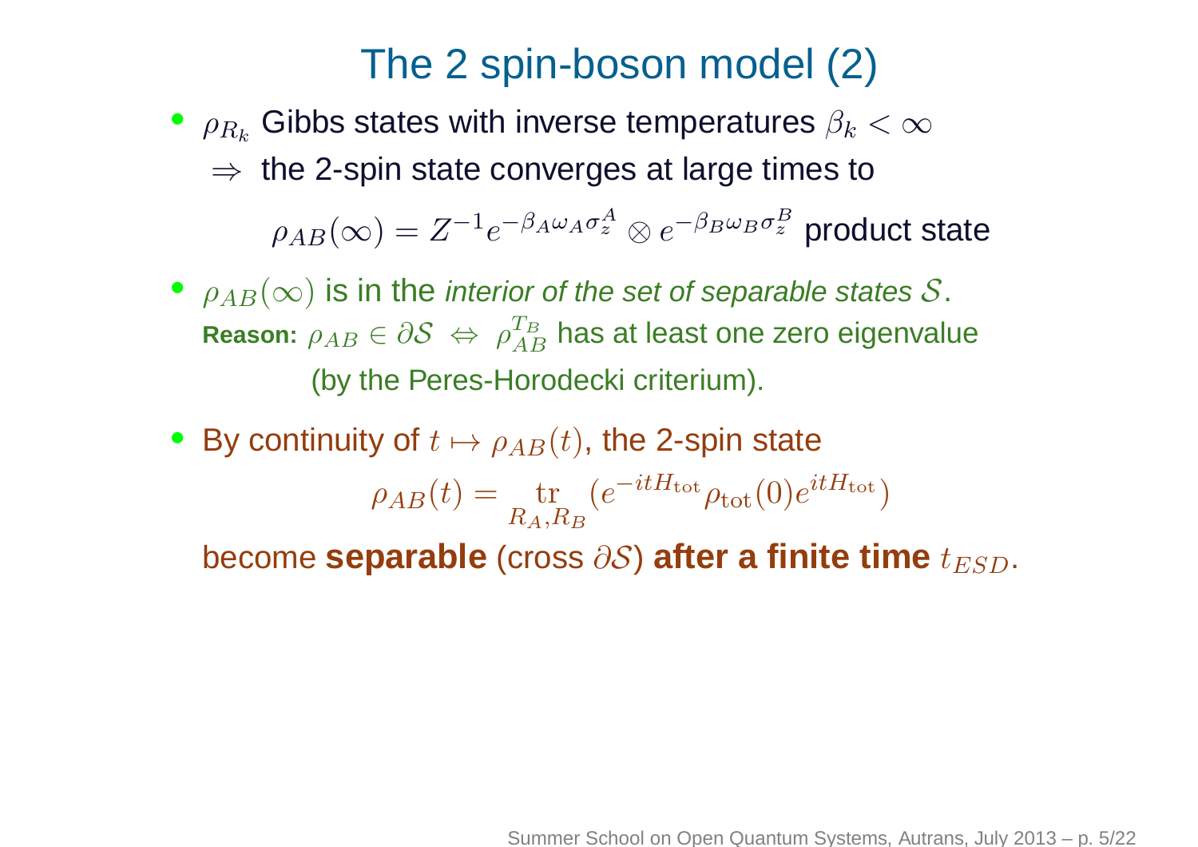# The 2 spin-boson model (2)

- $\rho_{R_k}$ Gibbs states with inverse temperatures $\beta_k < \infty$

  $\Rightarrow$ the 2-spin state converges at large times to

  $$\rho_{AB}(\infty) = Z^{-1} e^{-\beta_A \omega_A \sigma_z^A} \otimes e^{-\beta_B \omega_B \sigma_z^B} \text{ product state}$$

- $\rho_{AB}(\infty)$ is in the *interior of the set of separable states $\mathcal{S}$*.

  **Reason:** $\rho_{AB} \in \partial \mathcal{S} \;\Leftrightarrow\; \rho_{AB}^{T_B}$ has at least one zero eigenvalue (by the Peres-Horodecki criterium).

- By continuity of $t \mapsto \rho_{AB}(t)$, the 2-spin state

  $$\rho_{AB}(t) = \operatorname*{tr}_{R_A, R_B} (e^{-itH_{\text{tot}}} \rho_{\text{tot}}(0) e^{itH_{\text{tot}}})$$

  become **separable** (cross $\partial \mathcal{S}$) **after a finite time** $t_{ESD}$.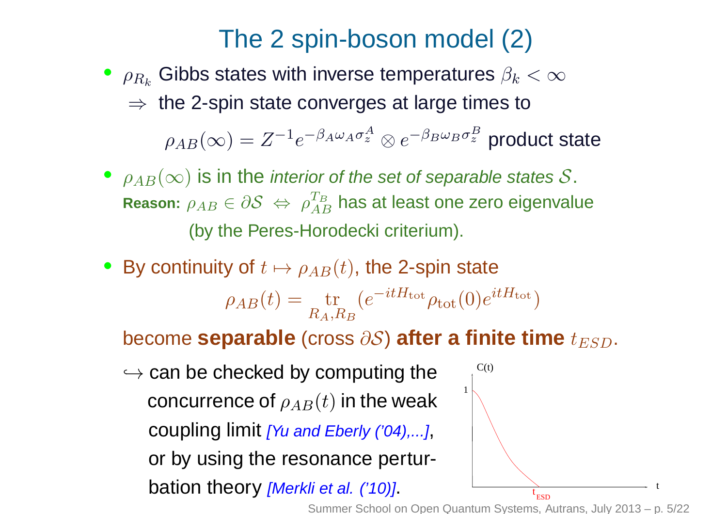# The 2 spin-boson model (2)

- $\rho_{R_k}$ Gibbs states with inverse temperatures $\beta_k < \infty$

  $\Rightarrow$ the 2-spin state converges at large times to

  $$\rho_{AB}(\infty) = Z^{-1} e^{-\beta_A \omega_A \sigma_z^A} \otimes e^{-\beta_B \omega_B \sigma_z^B} \text{ product state}$$

- $\rho_{AB}(\infty)$ is in the *interior of the set of separable states $\mathcal{S}$*.

  **Reason:** $\rho_{AB} \in \partial\mathcal{S} \;\Leftrightarrow\; \rho_{AB}^{T_B}$ has at least one zero eigenvalue (by the Peres-Horodecki criterium).

- By continuity of $t \mapsto \rho_{AB}(t)$, the 2-spin state

  $$\rho_{AB}(t) = \underset{R_A, R_B}{\operatorname{tr}} \left( e^{-itH_{\text{tot}}} \rho_{\text{tot}}(0) e^{itH_{\text{tot}}} \right)$$

  become **separable** (cross $\partial\mathcal{S}$) **after a finite time** $t_{ESD}$.

  $\hookrightarrow$ can be checked by computing the concurrence of $\rho_{AB}(t)$ in the weak coupling limit *[Yu and Eberly ('04),...]*, or by using the resonance perturbation theory *[Merkli et al. ('10)]*.

C(t)

1

t

$t_{ESD}$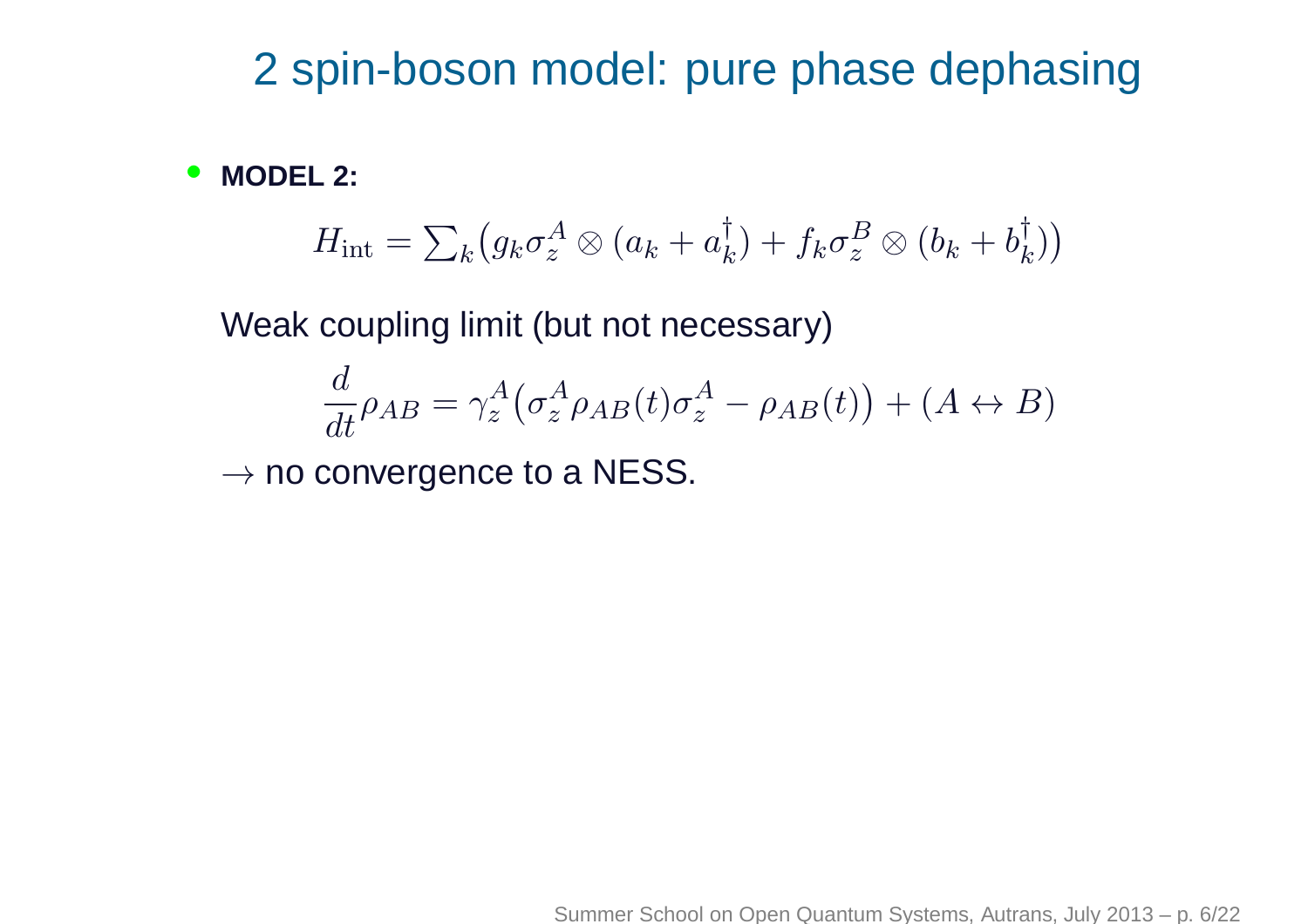# 2 spin-boson model: pure phase dephasing

- **MODEL 2:**

$$H_{\text{int}} = \sum_k \big( g_k \sigma_z^A \otimes (a_k + a_k^\dagger) + f_k \sigma_z^B \otimes (b_k + b_k^\dagger) \big)$$

Weak coupling limit (but not necessary)

$$\frac{d}{dt}\rho_{AB} = \gamma_z^A \big( \sigma_z^A \rho_{AB}(t) \sigma_z^A - \rho_{AB}(t) \big) + (A \leftrightarrow B)$$

$\rightarrow$ no convergence to a NESS.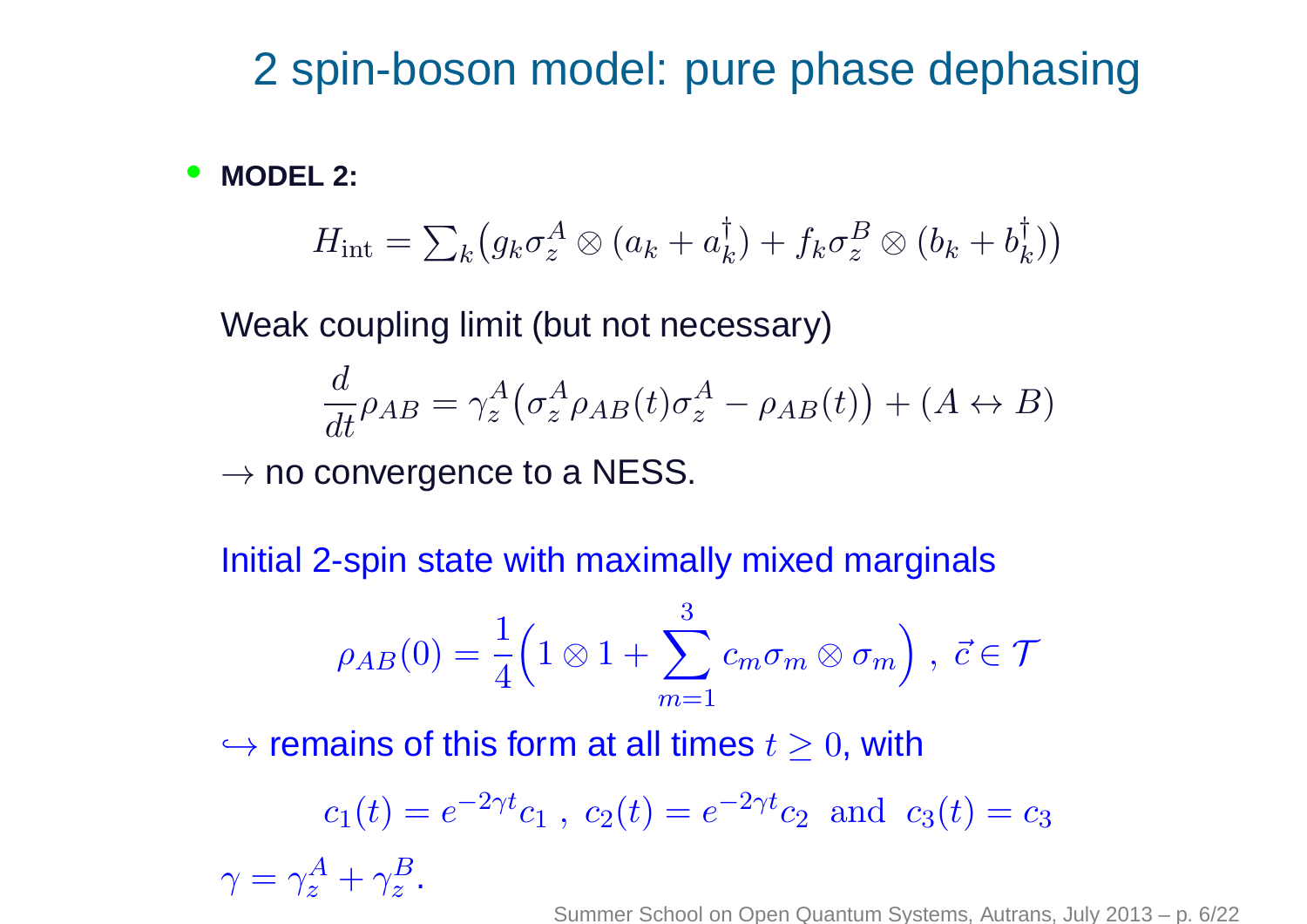# 2 spin-boson model: pure phase dephasing

- **MODEL 2:**

$$H_{\rm int} = \sum_k \big(g_k \sigma_z^A \otimes (a_k + a_k^\dagger) + f_k \sigma_z^B \otimes (b_k + b_k^\dagger)\big)$$

Weak coupling limit (but not necessary)

$$\frac{d}{dt}\rho_{AB} = \gamma_z^A \big(\sigma_z^A \rho_{AB}(t) \sigma_z^A - \rho_{AB}(t)\big) + (A \leftrightarrow B)$$

$\rightarrow$ no convergence to a NESS.

Initial 2-spin state with maximally mixed marginals

$$\rho_{AB}(0) = \frac{1}{4}\Big(1 \otimes 1 + \sum_{m=1}^{3} c_m \sigma_m \otimes \sigma_m\Big) \ , \ \vec{c} \in \mathcal{T}$$

$\hookrightarrow$ remains of this form at all times $t \geq 0$, with

$$c_1(t) = e^{-2\gamma t} c_1 \ , \ c_2(t) = e^{-2\gamma t} c_2 \ \text{ and } \ c_3(t) = c_3$$

$\gamma = \gamma_z^A + \gamma_z^B$.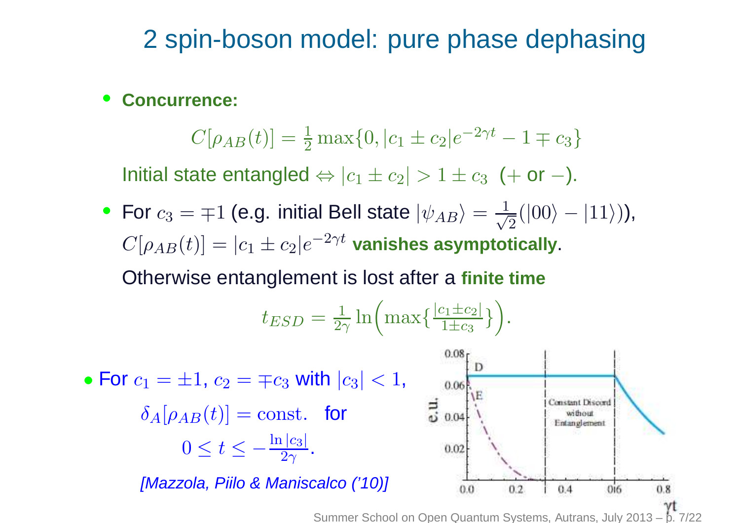## 2 spin-boson model: pure phase dephasing

- **Concurrence:**

$$C[\rho_{AB}(t)] = \frac{1}{2}\max\{0, |c_1 \pm c_2|e^{-2\gamma t} - 1 \mp c_3\}$$

Initial state entangled $\Leftrightarrow |c_1 \pm c_2| > 1 \pm c_3$ ($+$ or $-$).

- For $c_3 = \mp 1$ (e.g. initial Bell state $|\psi_{AB}\rangle = \frac{1}{\sqrt{2}}(|00\rangle - |11\rangle)$), $C[\rho_{AB}(t)] = |c_1 \pm c_2|e^{-2\gamma t}$ **vanishes asymptotically**.

  Otherwise entanglement is lost after a **finite time**

$$t_{ESD} = \frac{1}{2\gamma}\ln\Big(\max\{\frac{|c_1 \pm c_2|}{1 \pm c_3}\}\Big).$$

- For $c_1 = \pm 1$, $c_2 = \mp c_3$ with $|c_3| < 1$,

$$\delta_A[\rho_{AB}(t)] = \text{const.} \quad \text{for} \quad 0 \le t \le -\frac{\ln|c_3|}{2\gamma}.$$

*[Mazzola, Piilo & Maniscalco ('10)]*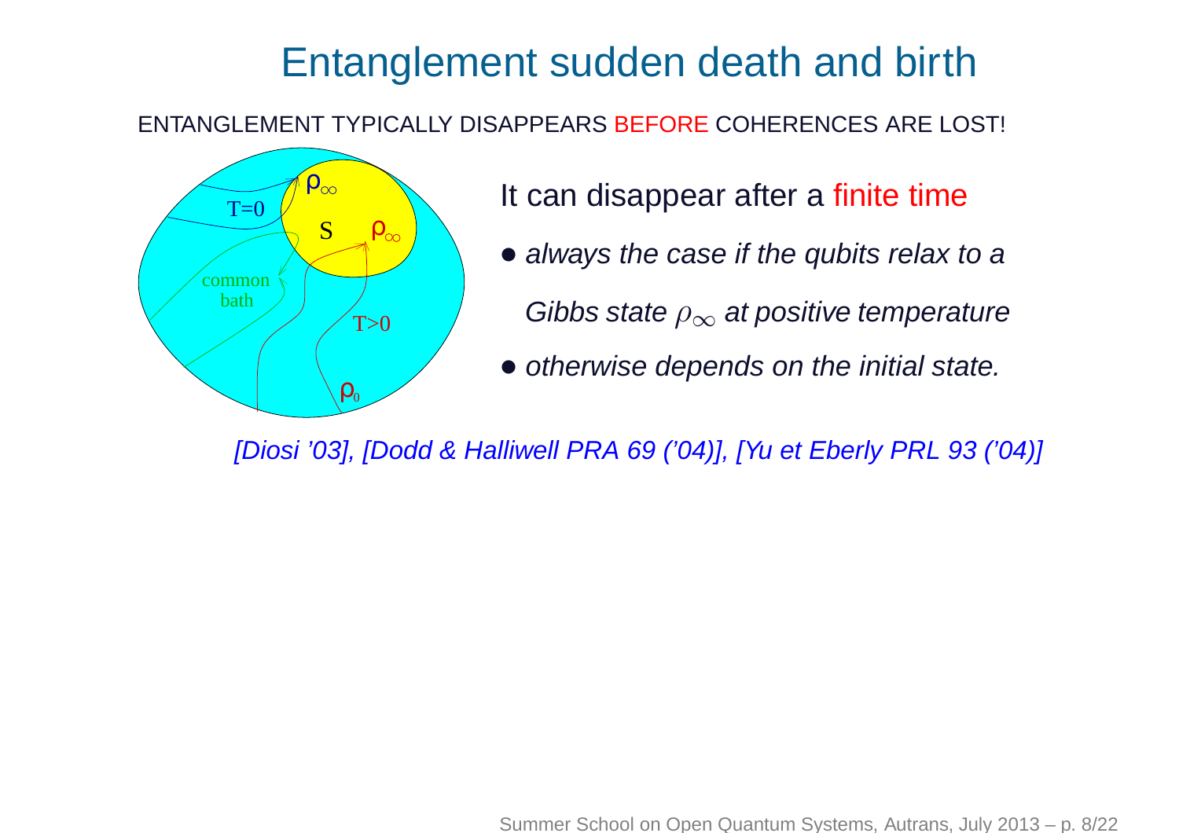# Entanglement sudden death and birth

ENTANGLEMENT TYPICALLY DISAPPEARS BEFORE COHERENCES ARE LOST!

It can disappear after a finite time

- *always the case if the qubits relax to a Gibbs state $\rho_\infty$ at positive temperature*
- *otherwise depends on the initial state.*

*[Diosi '03], [Dodd & Halliwell PRA 69 ('04)], [Yu et Eberly PRL 93 ('04)]*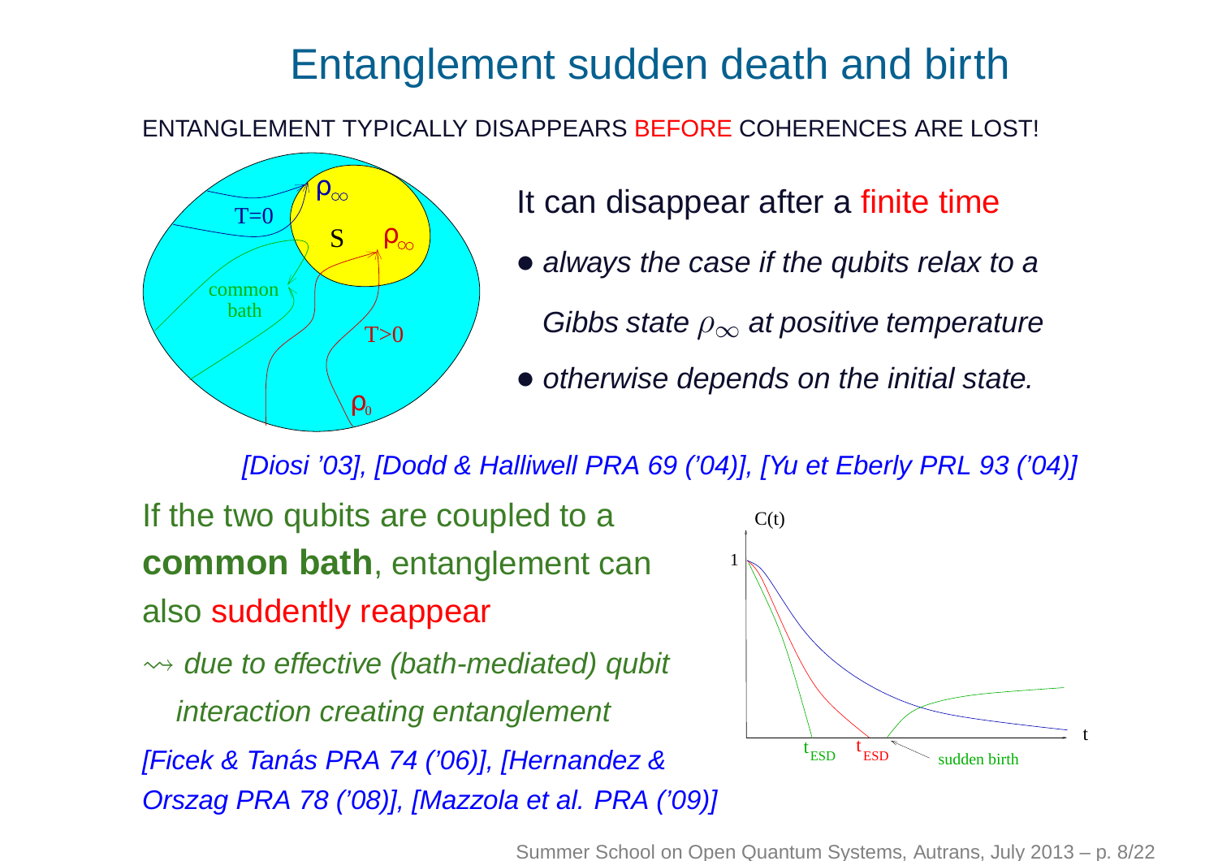# Entanglement sudden death and birth

ENTANGLEMENT TYPICALLY DISAPPEARS BEFORE COHERENCES ARE LOST!

It can disappear after a finite time

- *always the case if the qubits relax to a Gibbs state $\rho_\infty$ at positive temperature*
- *otherwise depends on the initial state.*

*[Diosi '03], [Dodd & Halliwell PRA 69 ('04)], [Yu et Eberly PRL 93 ('04)]*

If the two qubits are coupled to a **common bath**, entanglement can also suddently reappear

$\rightsquigarrow$ *due to effective (bath-mediated) qubit interaction creating entanglement*

*[Ficek & Tanás PRA 74 ('06)], [Hernandez & Orszag PRA 78 ('08)], [Mazzola et al. PRA ('09)]*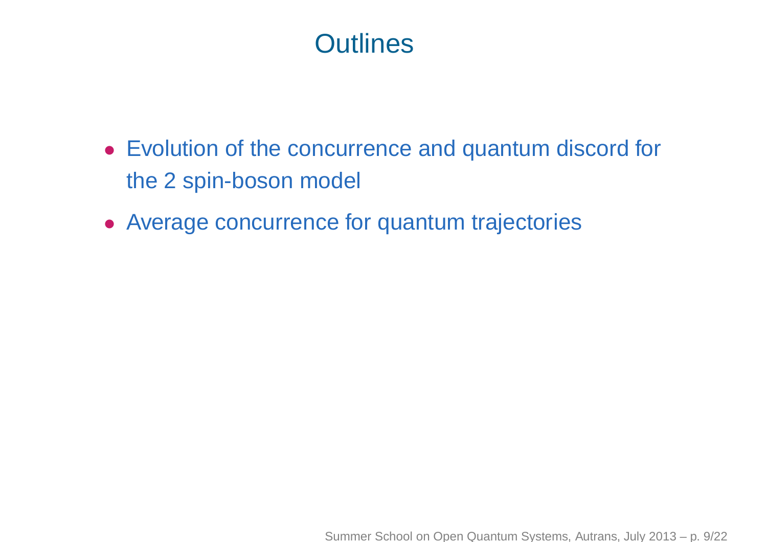# Outlines

- Evolution of the concurrence and quantum discord for the 2 spin-boson model
- Average concurrence for quantum trajectories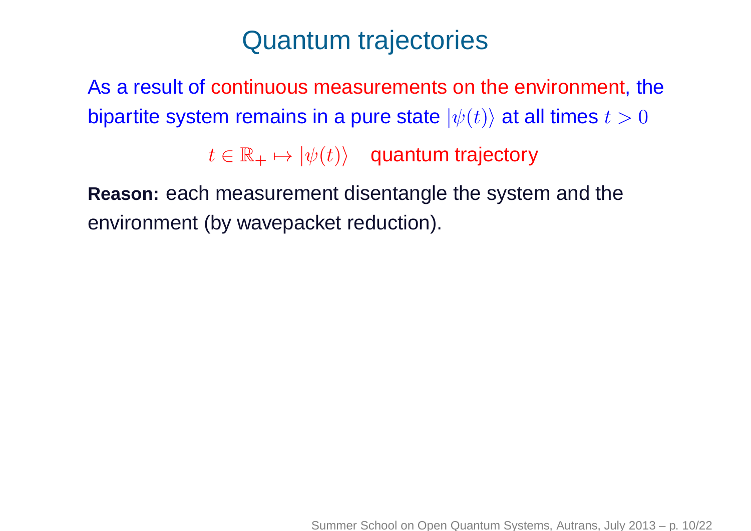# Quantum trajectories

As a result of continuous measurements on the environment, the bipartite system remains in a pure state $|\psi(t)\rangle$ at all times $t > 0$

$$t \in \mathbb{R}_+ \mapsto |\psi(t)\rangle \quad \text{quantum trajectory}$$

**Reason:** each measurement disentangle the system and the environment (by wavepacket reduction).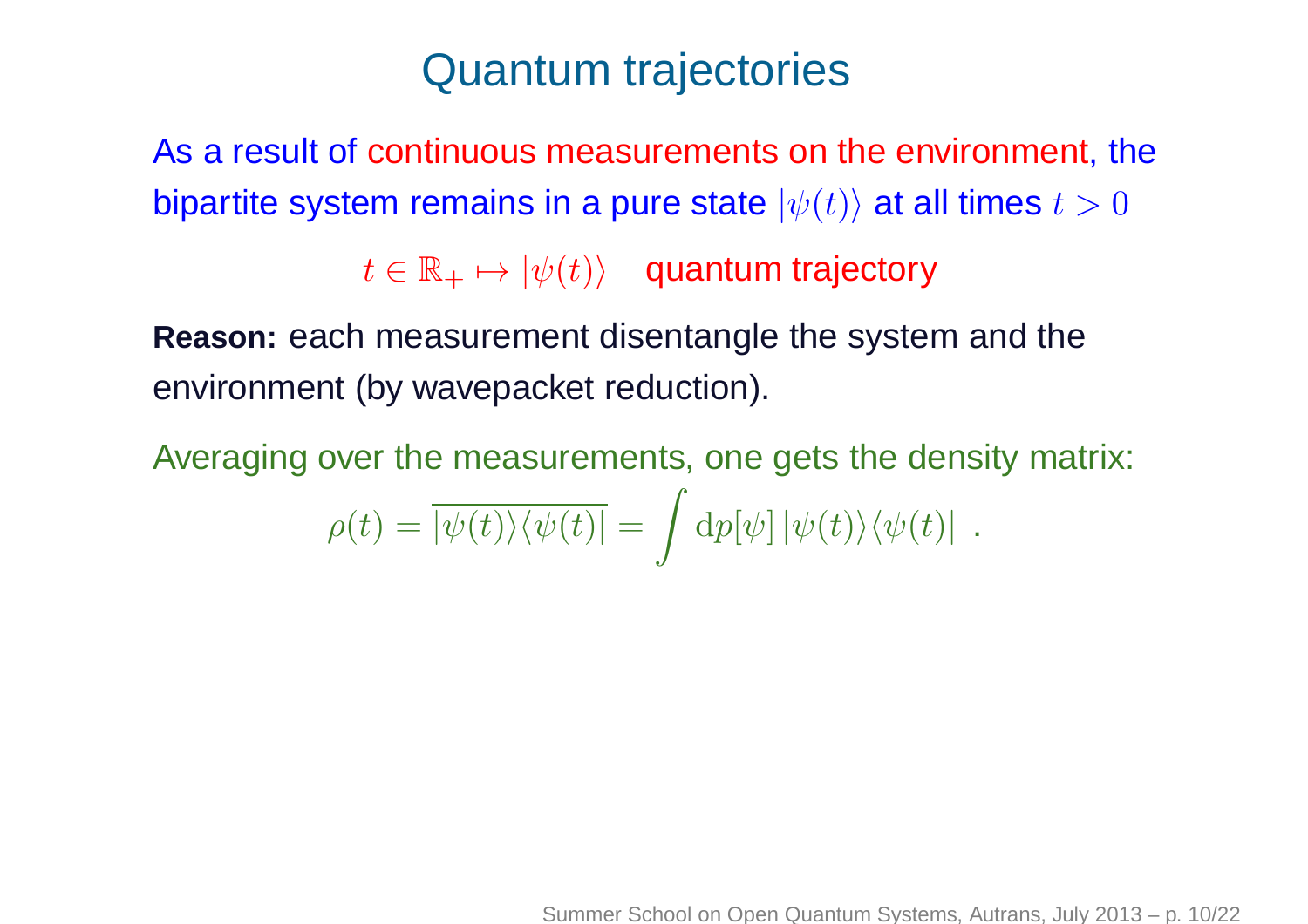# Quantum trajectories

As a result of continuous measurements on the environment, the bipartite system remains in a pure state $|\psi(t)\rangle$ at all times $t > 0$

$$t \in \mathbb{R}_+ \mapsto |\psi(t)\rangle \quad \text{quantum trajectory}$$

**Reason:** each measurement disentangle the system and the environment (by wavepacket reduction).

Averaging over the measurements, one gets the density matrix:

$$\rho(t) = \overline{|\psi(t)\rangle\langle\psi(t)|} = \int \mathrm{d}p[\psi]\, |\psi(t)\rangle\langle\psi(t)| \ .$$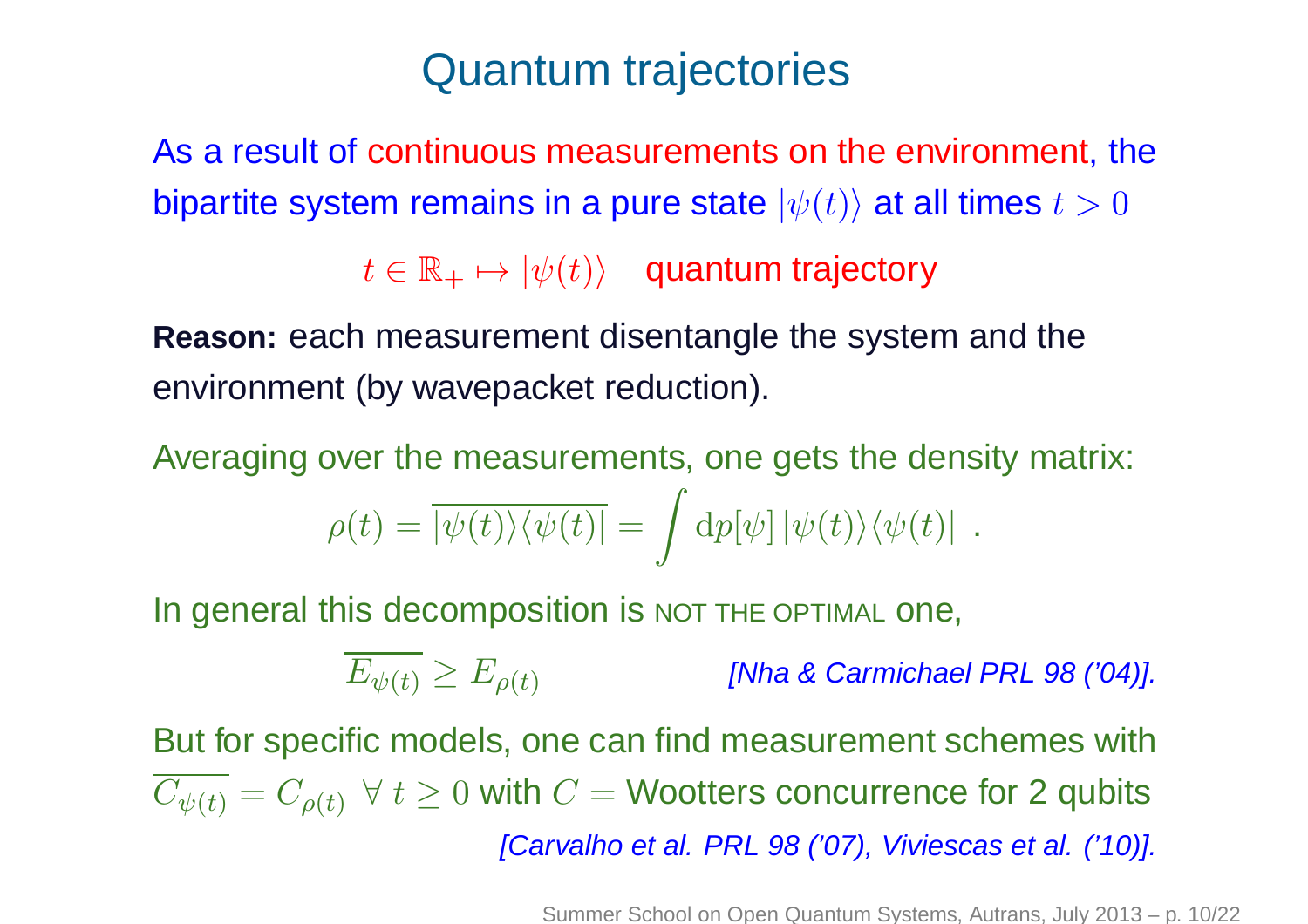# Quantum trajectories

As a result of continuous measurements on the environment, the bipartite system remains in a pure state $|\psi(t)\rangle$ at all times $t > 0$

$$t \in \mathbb{R}_+ \mapsto |\psi(t)\rangle \quad \text{quantum trajectory}$$

**Reason:** each measurement disentangle the system and the environment (by wavepacket reduction).

Averaging over the measurements, one gets the density matrix:

$$\rho(t) = \overline{|\psi(t)\rangle\langle\psi(t)|} = \int \mathrm{d}p[\psi]\, |\psi(t)\rangle\langle\psi(t)| \ .$$

In general this decomposition is NOT THE OPTIMAL one,

$$\overline{E_{\psi(t)}} \geq E_{\rho(t)}$$

*[Nha & Carmichael PRL 98 ('04)].*

But for specific models, one can find measurement schemes with $\overline{C_{\psi(t)}} = C_{\rho(t)} \ \forall\, t \geq 0$ with $C =$ Wootters concurrence for 2 qubits

*[Carvalho et al. PRL 98 ('07), Viviescas et al. ('10)].*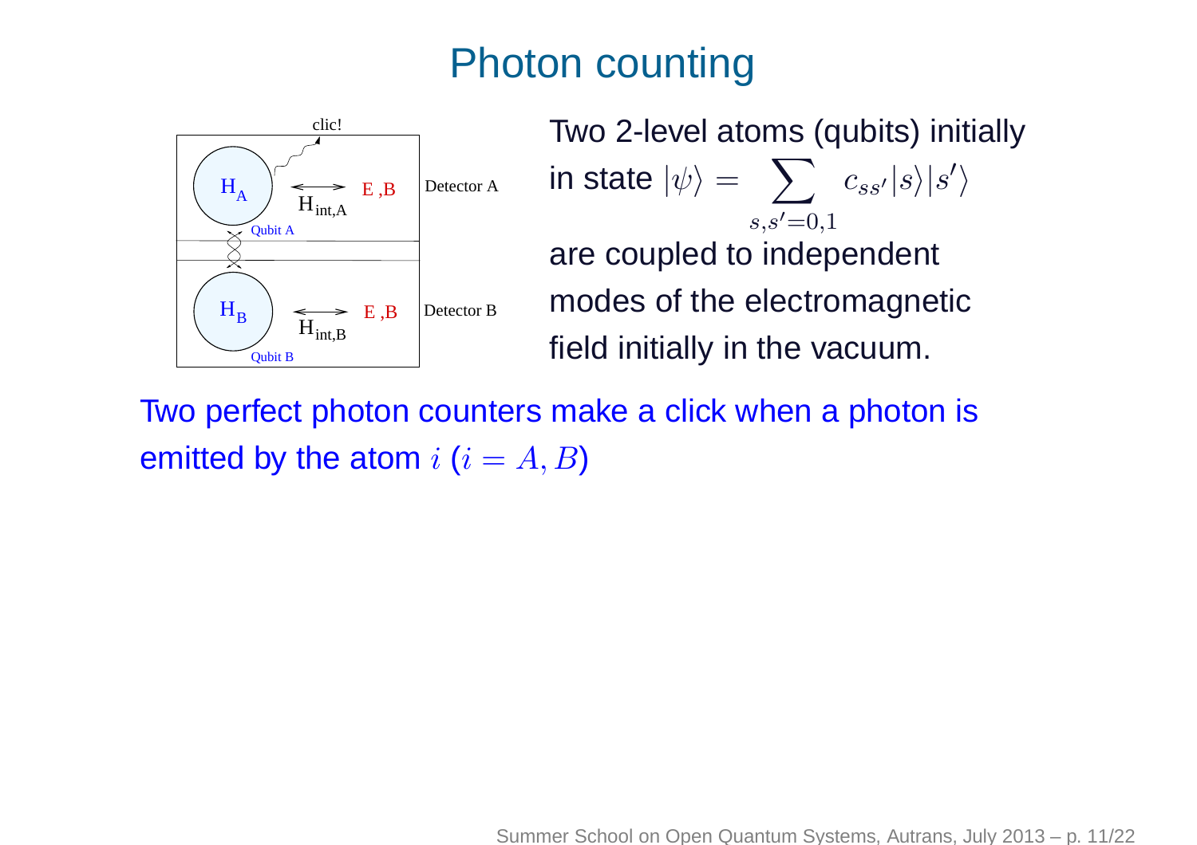# Photon counting

Two 2-level atoms (qubits) initially in state $|\psi\rangle = \sum_{s,s'=0,1} c_{ss'}|s\rangle|s'\rangle$ are coupled to independent modes of the electromagnetic field initially in the vacuum.

Two perfect photon counters make a click when a photon is emitted by the atom $i$ ($i = A, B$)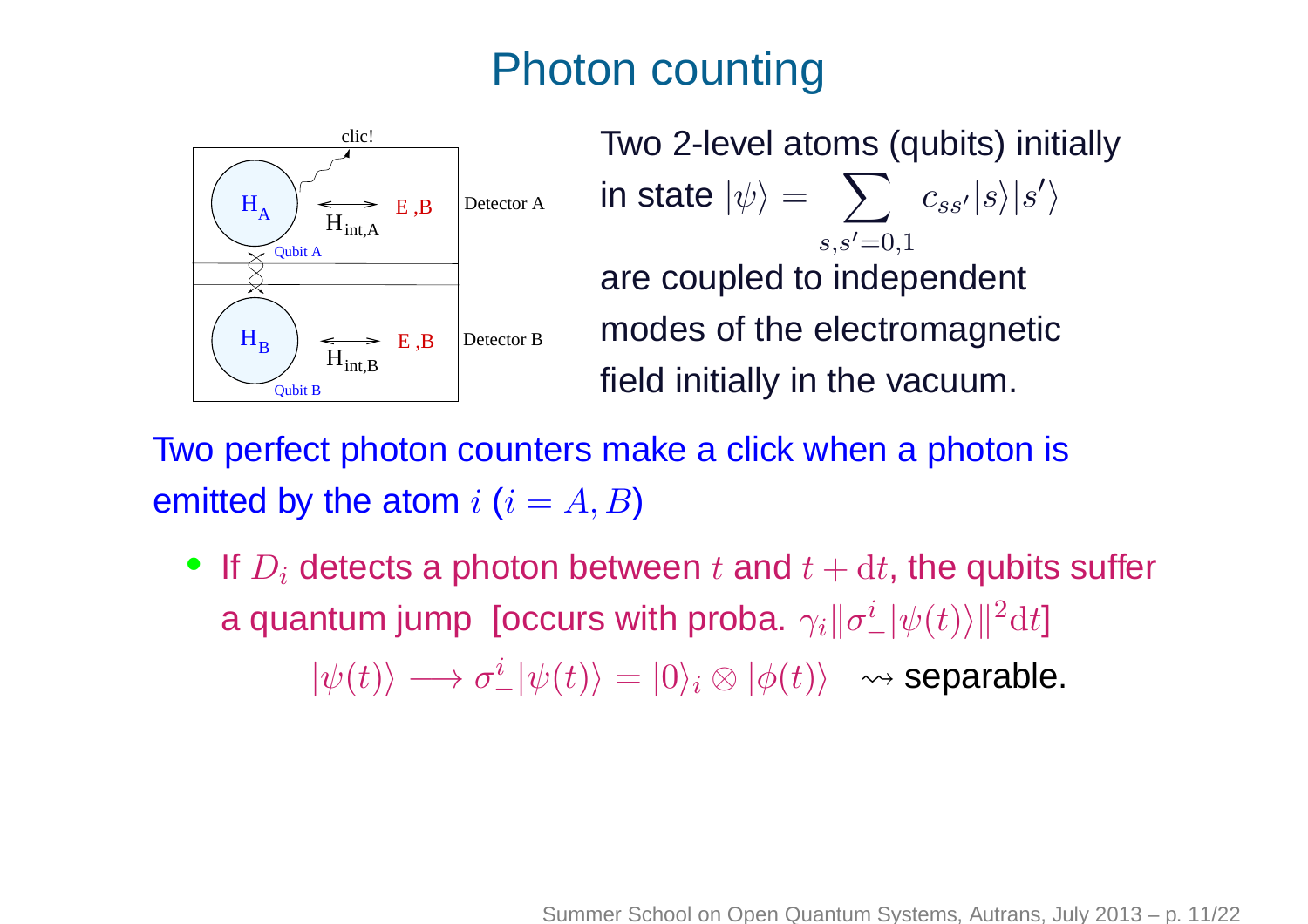# Photon counting

clic!

$\mathrm{H_A}$ $\overset{\longleftrightarrow}{\mathrm{H_{int,A}}}$ E ,B Detector A

Qubit A

$\mathrm{H_B}$ $\overset{\longleftrightarrow}{\mathrm{H_{int,B}}}$ E ,B Detector B

Qubit B

Two 2-level atoms (qubits) initially in state $|\psi\rangle = \sum_{s,s'=0,1} c_{ss'}|s\rangle|s'\rangle$ are coupled to independent modes of the electromagnetic field initially in the vacuum.

Two perfect photon counters make a click when a photon is emitted by the atom $i$ ($i = A, B$)

- If $D_i$ detects a photon between $t$ and $t + \mathrm{d}t$, the qubits suffer a quantum jump [occurs with proba. $\gamma_i \|\sigma_-^i|\psi(t)\rangle\|^2 \mathrm{d}t$]

$$|\psi(t)\rangle \longrightarrow \sigma_-^i|\psi(t)\rangle = |0\rangle_i \otimes |\phi(t)\rangle \quad \rightsquigarrow \text{separable.}$$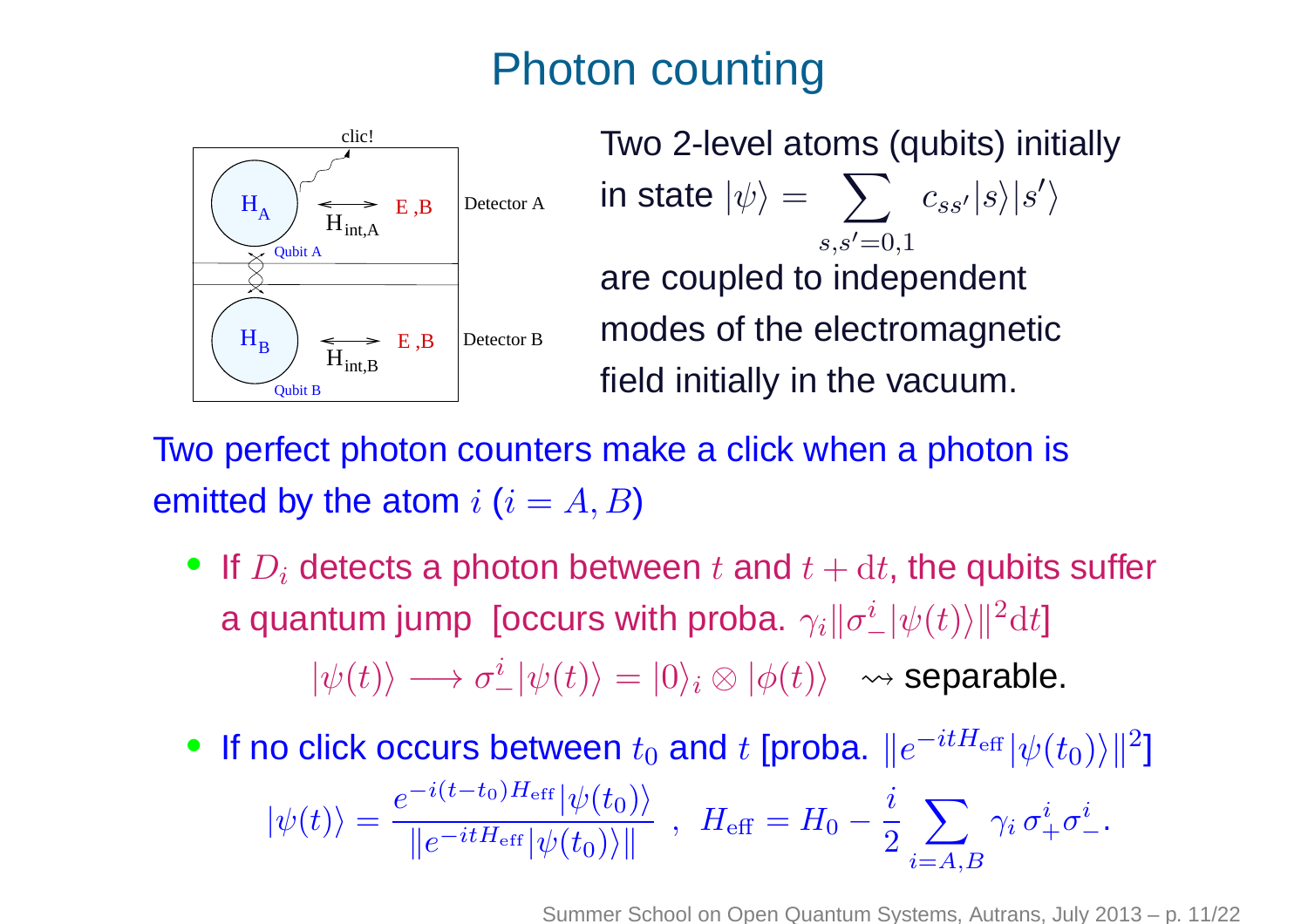# Photon counting

Two 2-level atoms (qubits) initially in state $|\psi\rangle = \sum_{s,s'=0,1} c_{ss'}|s\rangle|s'\rangle$ are coupled to independent modes of the electromagnetic field initially in the vacuum.

Two perfect photon counters make a click when a photon is emitted by the atom $i$ ($i = A, B$)

- If $D_i$ detects a photon between $t$ and $t + \mathrm{d}t$, the qubits suffer a quantum jump [occurs with proba. $\gamma_i \|\sigma_-^i|\psi(t)\rangle\|^2 \mathrm{d}t$]

  $$|\psi(t)\rangle \longrightarrow \sigma_-^i|\psi(t)\rangle = |0\rangle_i \otimes |\phi(t)\rangle \quad \rightsquigarrow \text{separable.}$$

- If no click occurs between $t_0$ and $t$ [proba. $\|e^{-itH_{\mathrm{eff}}}|\psi(t_0)\rangle\|^2$]

  $$|\psi(t)\rangle = \frac{e^{-i(t-t_0)H_{\mathrm{eff}}}|\psi(t_0)\rangle}{\|e^{-itH_{\mathrm{eff}}}|\psi(t_0)\rangle\|} \ , \ H_{\mathrm{eff}} = H_0 - \frac{i}{2}\sum_{i=A,B} \gamma_i \, \sigma_+^i \sigma_-^i .$$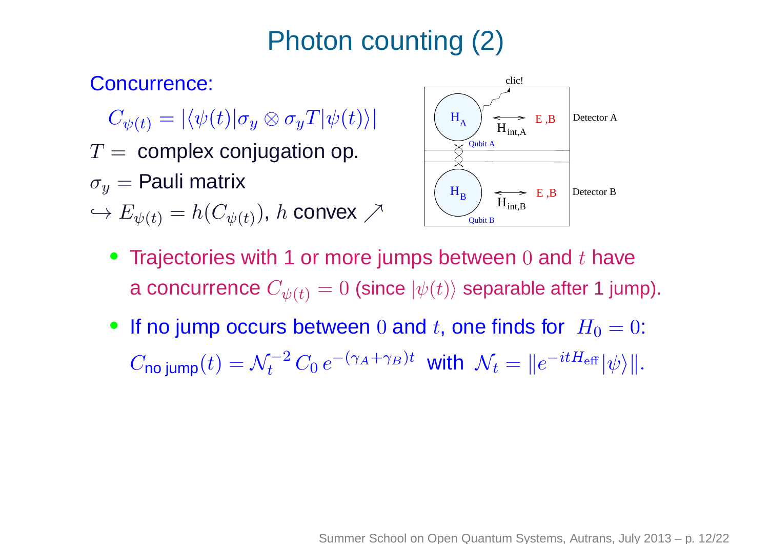# Photon counting (2)

Concurrence:

$$C_{\psi(t)} = |\langle \psi(t) | \sigma_y \otimes \sigma_y T | \psi(t) \rangle|$$

$T =$ complex conjugation op.

$\sigma_y =$ Pauli matrix

$\hookrightarrow E_{\psi(t)} = h(C_{\psi(t)})$, $h$ convex $\nearrow$

- Trajectories with 1 or more jumps between $0$ and $t$ have a concurrence $C_{\psi(t)} = 0$ (since $|\psi(t)\rangle$ separable after 1 jump).
- If no jump occurs between $0$ and $t$, one finds for $H_0 = 0$:

$$C_{\text{no jump}}(t) = \mathcal{N}_t^{-2}\, C_0\, e^{-(\gamma_A + \gamma_B)t} \quad \text{with} \quad \mathcal{N}_t = \| e^{-itH_{\text{eff}}} |\psi\rangle \|.$$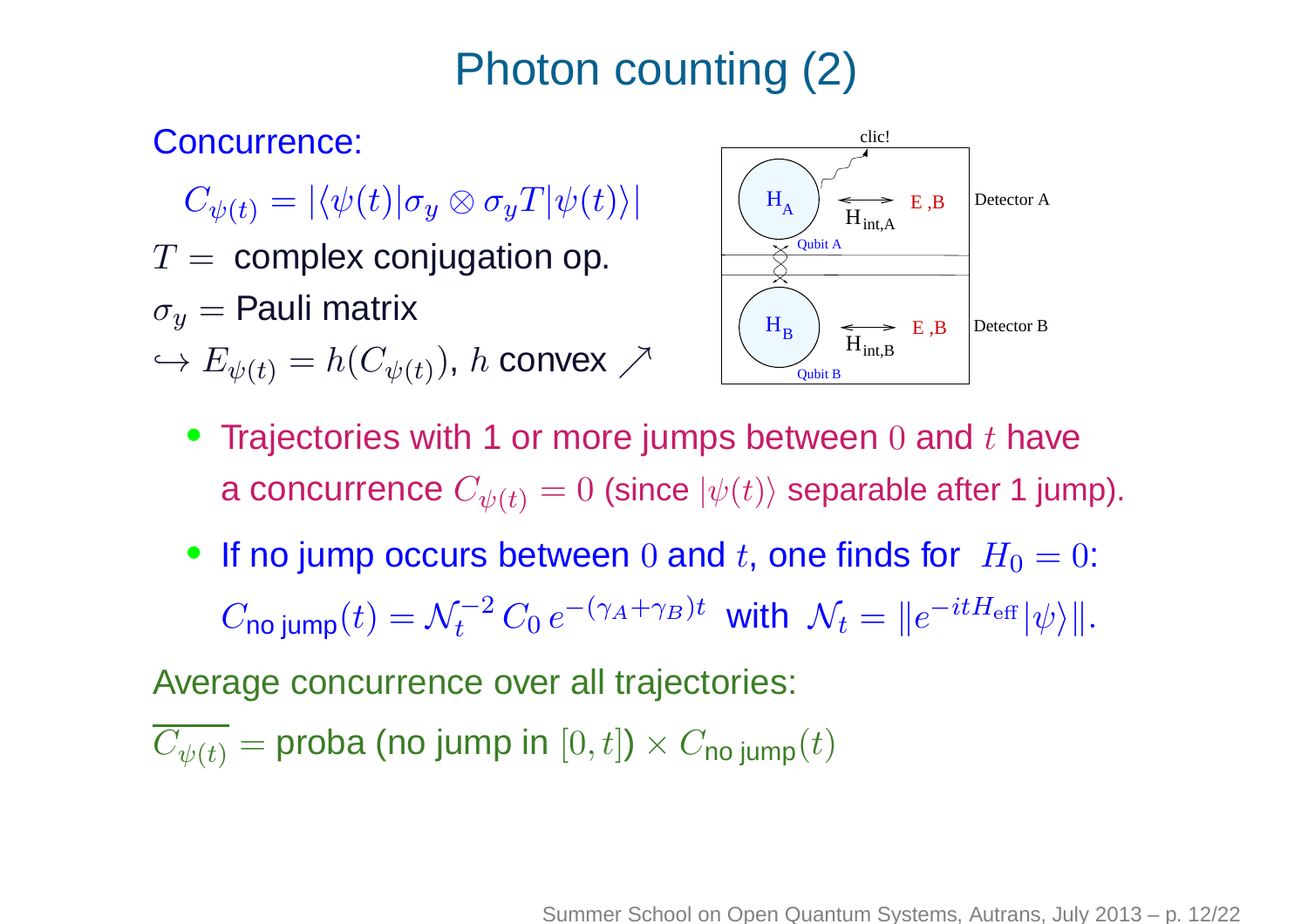# Photon counting (2)

**Concurrence:**

$$C_{\psi(t)} = |\langle\psi(t)|\sigma_y \otimes \sigma_y T|\psi(t)\rangle|$$

$T =$ complex conjugation op.

$\sigma_y =$ Pauli matrix

$\hookrightarrow E_{\psi(t)} = h(C_{\psi(t)})$, $h$ convex $\nearrow$

clic!

$H_A$ $\longleftrightarrow$ E ,B Detector A

$H_{int,A}$

Qubit A

$H_B$ $\longleftrightarrow$ E ,B Detector B

$H_{int,B}$

Qubit B

- Trajectories with 1 or more jumps between $0$ and $t$ have a concurrence $C_{\psi(t)} = 0$ (since $|\psi(t)\rangle$ separable after 1 jump).
- If no jump occurs between $0$ and $t$, one finds for $H_0 = 0$:

  $C_{\text{no jump}}(t) = \mathcal{N}_t^{-2}\, C_0\, e^{-(\gamma_A+\gamma_B)t}$ with $\mathcal{N}_t = \|e^{-itH_{\text{eff}}}|\psi\rangle\|$.

**Average concurrence over all trajectories:**

$\overline{C_{\psi(t)}} =$ proba (no jump in $[0,t]$) $\times\, C_{\text{no jump}}(t)$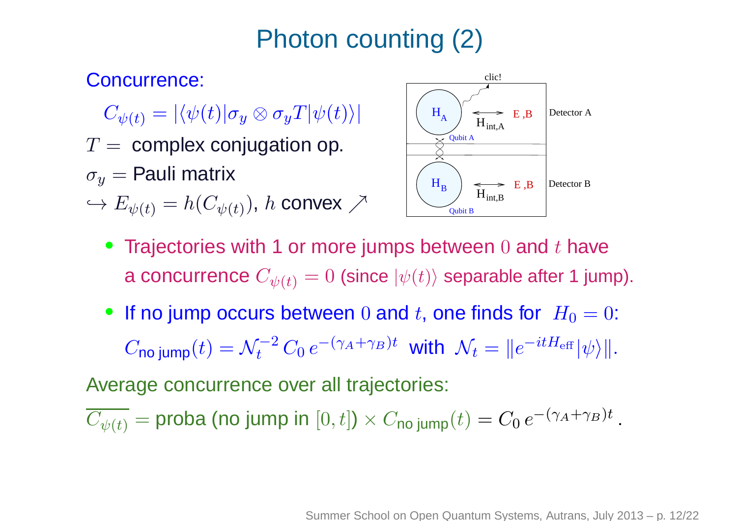# Photon counting (2)

Concurrence:

$$C_{\psi(t)} = |\langle \psi(t)| \sigma_y \otimes \sigma_y T |\psi(t)\rangle|$$

$T =$ complex conjugation op.

$\sigma_y =$ Pauli matrix

$\hookrightarrow E_{\psi(t)} = h(C_{\psi(t)})$, $h$ convex $\nearrow$

- Trajectories with 1 or more jumps between $0$ and $t$ have a concurrence $C_{\psi(t)} = 0$ (since $|\psi(t)\rangle$ separable after 1 jump).
- If no jump occurs between $0$ and $t$, one finds for $H_0 = 0$:

  $C_{\text{no jump}}(t) = \mathcal{N}_t^{-2}\, C_0\, e^{-(\gamma_A+\gamma_B)t}$ with $\mathcal{N}_t = \| e^{-itH_{\text{eff}}}|\psi\rangle \|$.

Average concurrence over all trajectories:

$$\overline{C_{\psi(t)}} = \text{proba (no jump in } [0,t]) \times C_{\text{no jump}}(t) = C_0\, e^{-(\gamma_A+\gamma_B)t}\,.$$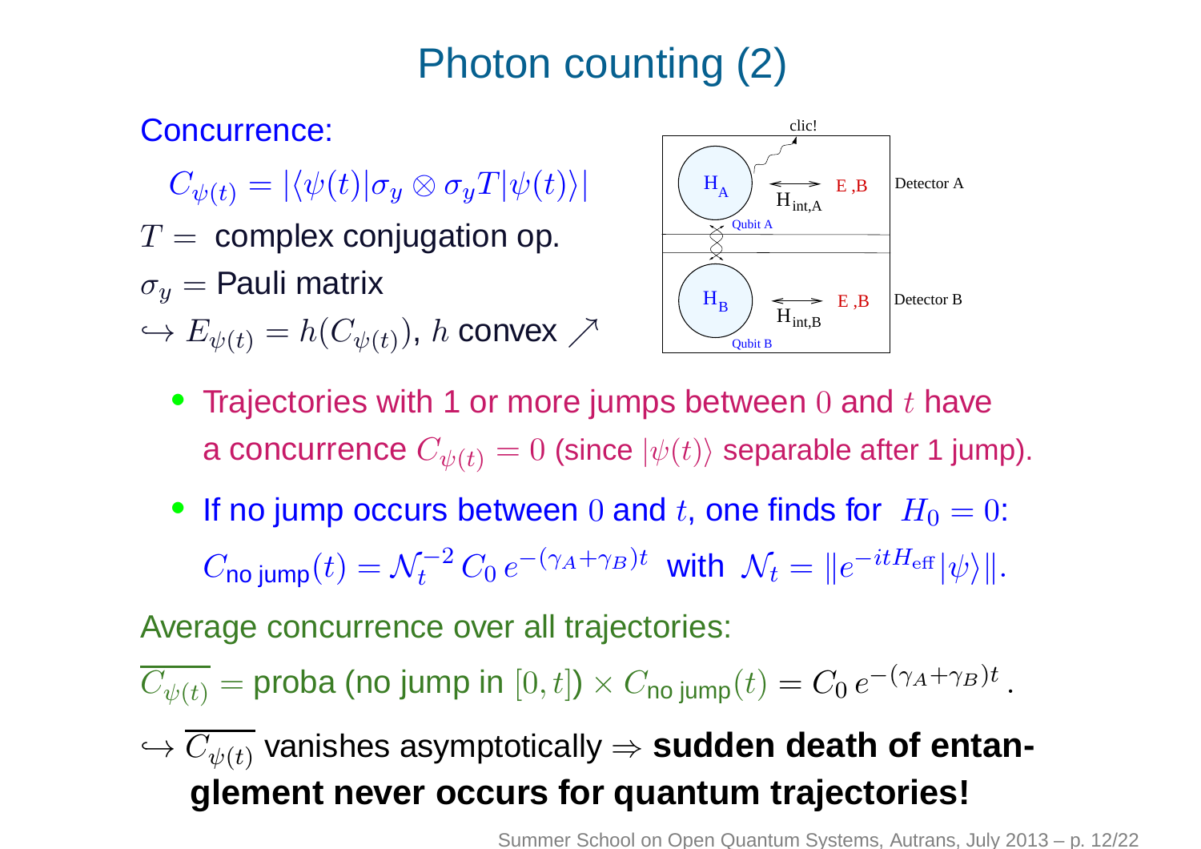# Photon counting (2)

Concurrence:

$$C_{\psi(t)} = |\langle \psi(t)|\sigma_y \otimes \sigma_y T|\psi(t)\rangle|$$

$T =$ complex conjugation op.

$\sigma_y =$ Pauli matrix

$\hookrightarrow E_{\psi(t)} = h(C_{\psi(t)})$, $h$ convex $\nearrow$

clic!

$H_A$ $\longleftrightarrow$ E ,B Detector A

$H_{\text{int},A}$

Qubit A

$H_B$ $\longleftrightarrow$ E ,B Detector B

$H_{\text{int},B}$

Qubit B

- Trajectories with 1 or more jumps between $0$ and $t$ have a concurrence $C_{\psi(t)} = 0$ (since $|\psi(t)\rangle$ separable after 1 jump).
- If no jump occurs between $0$ and $t$, one finds for $H_0 = 0$:

  $C_{\text{no jump}}(t) = \mathcal{N}_t^{-2} \, C_0 \, e^{-(\gamma_A + \gamma_B)t}$ with $\mathcal{N}_t = \| e^{-itH_{\text{eff}}} |\psi\rangle \|$.

Average concurrence over all trajectories:

$$\overline{C_{\psi(t)}} = \text{proba (no jump in } [0,t]) \times C_{\text{no jump}}(t) = C_0 \, e^{-(\gamma_A + \gamma_B)t} \, .$$

$\hookrightarrow \overline{C_{\psi(t)}}$ vanishes asymptotically $\Rightarrow$ **sudden death of entanglement never occurs for quantum trajectories!**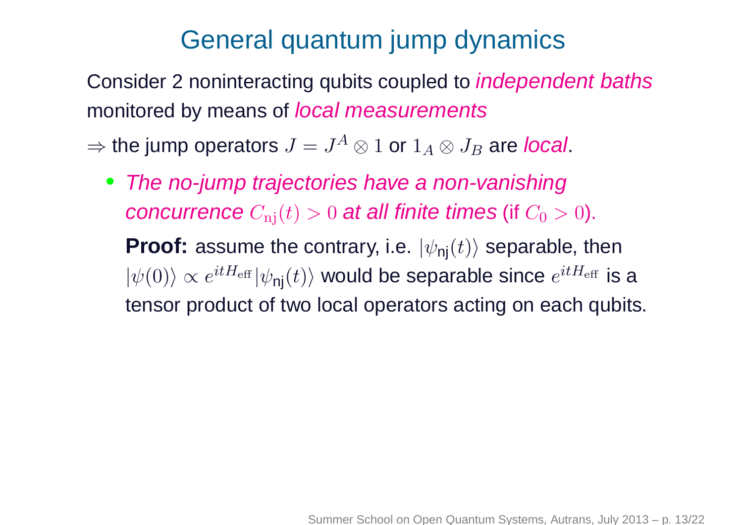# General quantum jump dynamics

Consider 2 noninteracting qubits coupled to *independent baths* monitored by means of *local measurements*

$\Rightarrow$ the jump operators $J = J^A \otimes 1$ or $1_A \otimes J_B$ are *local*.

- *The no-jump trajectories have a non-vanishing concurrence $C_{\rm nj}(t) > 0$ at all finite times* (if $C_0 > 0$).

  **Proof:** assume the contrary, i.e. $|\psi_{\sf nj}(t)\rangle$ separable, then $|\psi(0)\rangle \propto e^{itH_{\rm eff}}|\psi_{\sf nj}(t)\rangle$ would be separable since $e^{itH_{\rm eff}}$ is a tensor product of two local operators acting on each qubits.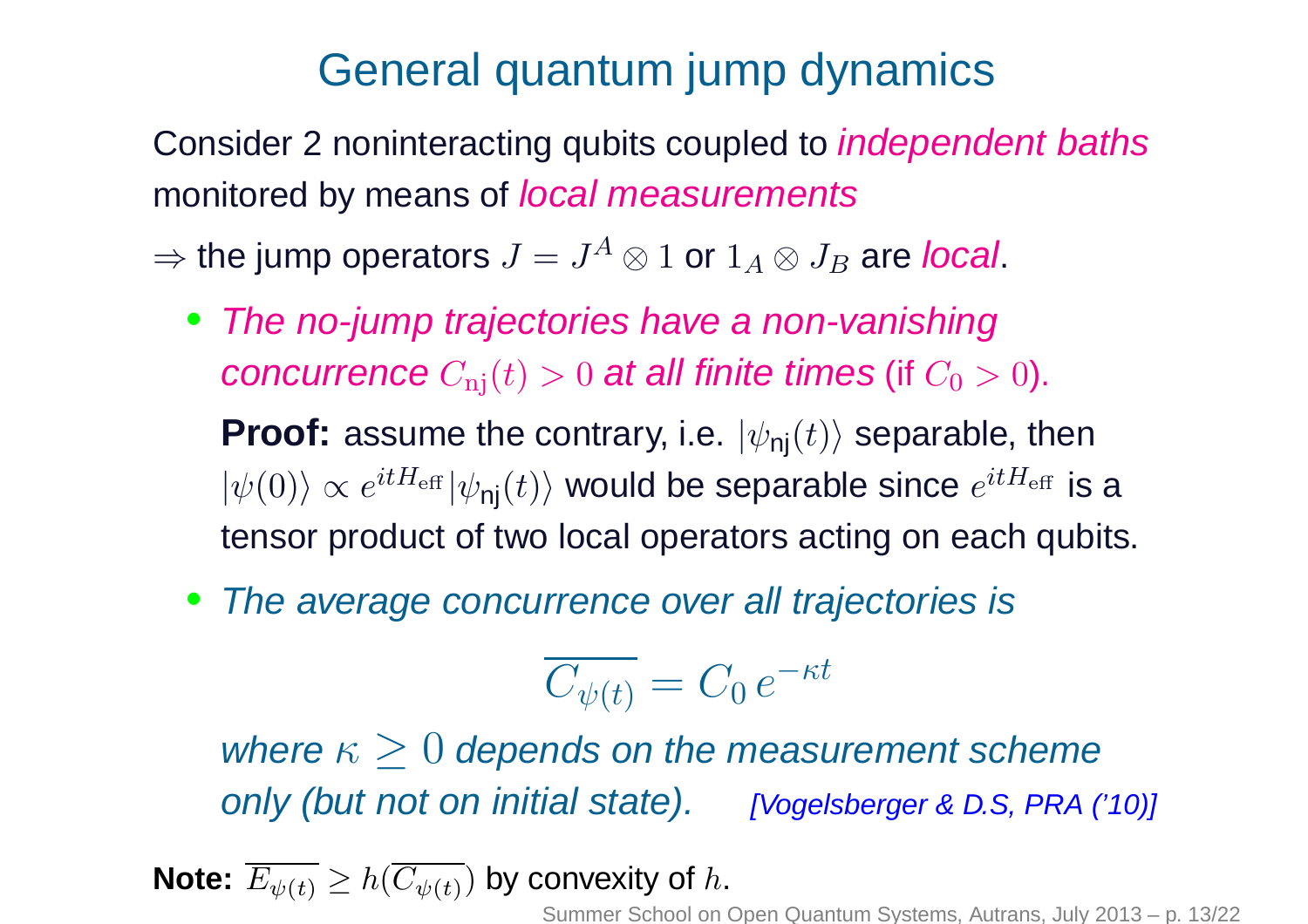# General quantum jump dynamics

Consider 2 noninteracting qubits coupled to *independent baths* monitored by means of *local measurements*

$\Rightarrow$ the jump operators $J = J^A \otimes 1$ or $1_A \otimes J_B$ are *local*.

- *The no-jump trajectories have a non-vanishing concurrence $C_{\rm nj}(t) > 0$ at all finite times* (if $C_0 > 0$).

  **Proof:** assume the contrary, i.e. $|\psi_{\sf nj}(t)\rangle$ separable, then $|\psi(0)\rangle \propto e^{itH_{\rm eff}}|\psi_{\sf nj}(t)\rangle$ would be separable since $e^{itH_{\rm eff}}$ is a tensor product of two local operators acting on each qubits.

- *The average concurrence over all trajectories is*

$$\overline{C_{\psi(t)}} = C_0\, e^{-\kappa t}$$

  *where $\kappa \geq 0$ depends on the measurement scheme only (but not on initial state).* *[Vogelsberger & D.S, PRA ('10)]*

**Note:** $\overline{E_{\psi(t)}} \geq h(\overline{C_{\psi(t)}})$ by convexity of $h$.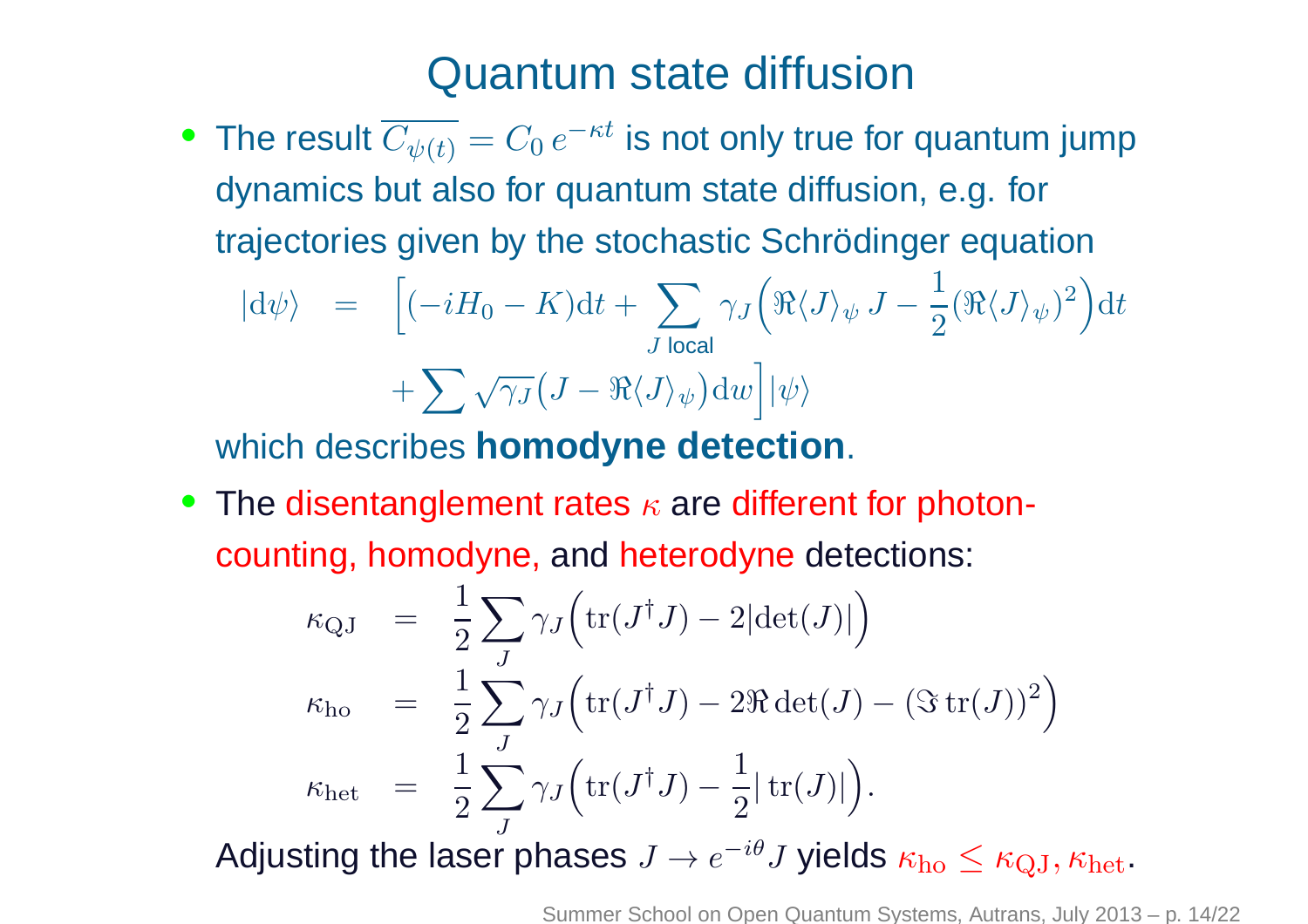# Quantum state diffusion

- The result $\overline{C_{\psi(t)}} = C_0\, e^{-\kappa t}$ is not only true for quantum jump dynamics but also for quantum state diffusion, e.g. for trajectories given by the stochastic Schrödinger equation

$$
\begin{aligned}
|\mathrm{d}\psi\rangle \;=\; & \Big[(-iH_0 - K)\mathrm{d}t + \sum_{J\ \text{local}} \gamma_J \Big(\Re\langle J\rangle_\psi\, J - \frac{1}{2}(\Re\langle J\rangle_\psi)^2\Big)\mathrm{d}t \\
& + \sum \sqrt{\gamma_J}\big(J - \Re\langle J\rangle_\psi\big)\mathrm{d}w\Big]|\psi\rangle
\end{aligned}
$$

  which describes **homodyne detection**.

- The disentanglement rates $\kappa$ are different for photon-counting, homodyne, and heterodyne detections:

$$
\begin{aligned}
\kappa_{\mathrm{QJ}} &= \frac{1}{2}\sum_J \gamma_J \Big(\mathrm{tr}(J^\dagger J) - 2|\det(J)|\Big) \\
\kappa_{\mathrm{ho}} &= \frac{1}{2}\sum_J \gamma_J \Big(\mathrm{tr}(J^\dagger J) - 2\Re \det(J) - (\Im\,\mathrm{tr}(J))^2\Big) \\
\kappa_{\mathrm{het}} &= \frac{1}{2}\sum_J \gamma_J \Big(\mathrm{tr}(J^\dagger J) - \frac{1}{2}|\,\mathrm{tr}(J)|\Big).
\end{aligned}
$$

  Adjusting the laser phases $J \to e^{-i\theta} J$ yields $\kappa_{\mathrm{ho}} \leq \kappa_{\mathrm{QJ}}, \kappa_{\mathrm{het}}$.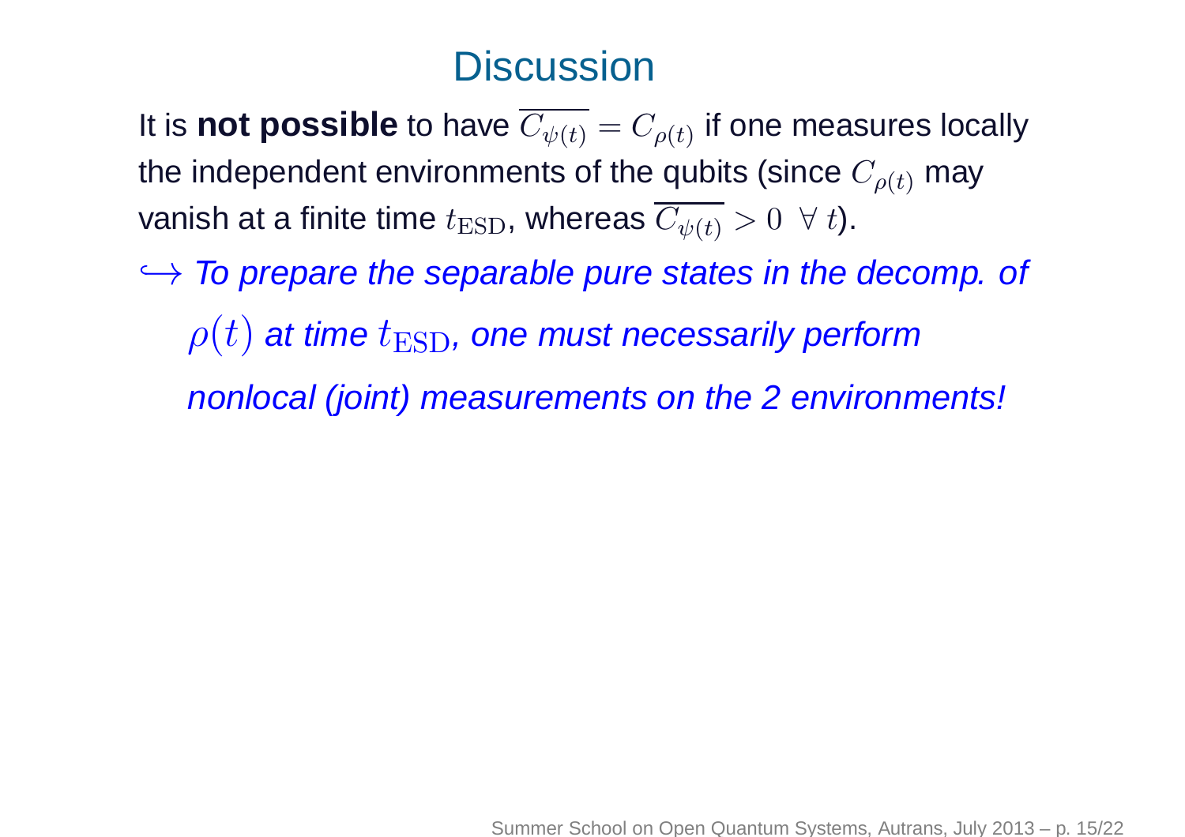# Discussion

It is **not possible** to have $\overline{C_{\psi(t)}} = C_{\rho(t)}$ if one measures locally the independent environments of the qubits (since $C_{\rho(t)}$ may vanish at a finite time $t_{\text{ESD}}$, whereas $\overline{C_{\psi(t)}} > 0 \ \forall \ t$).

$\hookrightarrow$ *To prepare the separable pure states in the decomp. of $\rho(t)$ at time $t_{\text{ESD}}$, one must necessarily perform nonlocal (joint) measurements on the 2 environments!*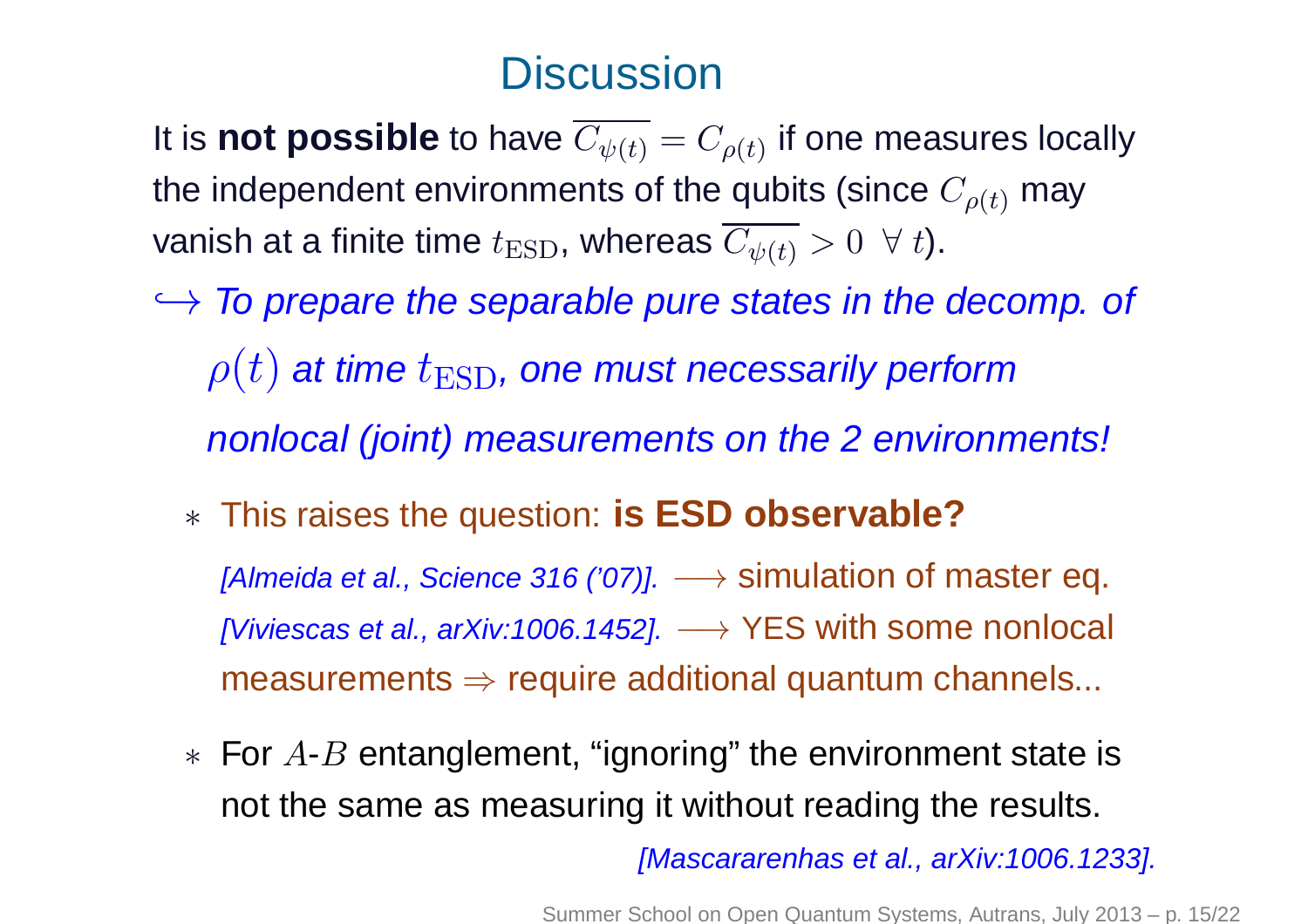# Discussion

It is **not possible** to have $\overline{C_{\psi(t)}} = C_{\rho(t)}$ if one measures locally the independent environments of the qubits (since $C_{\rho(t)}$ may vanish at a finite time $t_{\rm ESD}$, whereas $\overline{C_{\psi(t)}} > 0 \ \forall \ t$).

$\hookrightarrow$ *To prepare the separable pure states in the decomp. of $\rho(t)$ at time $t_{\rm ESD}$, one must necessarily perform nonlocal (joint) measurements on the 2 environments!*

- This raises the question: **is ESD observable?**

  *[Almeida et al., Science 316 ('07)].* $\longrightarrow$ simulation of master eq.

  *[Viviescas et al., arXiv:1006.1452].* $\longrightarrow$ YES with some nonlocal measurements $\Rightarrow$ require additional quantum channels...

- For $A$-$B$ entanglement, "ignoring" the environment state is not the same as measuring it without reading the results.

  *[Mascararenhas et al., arXiv:1006.1233].*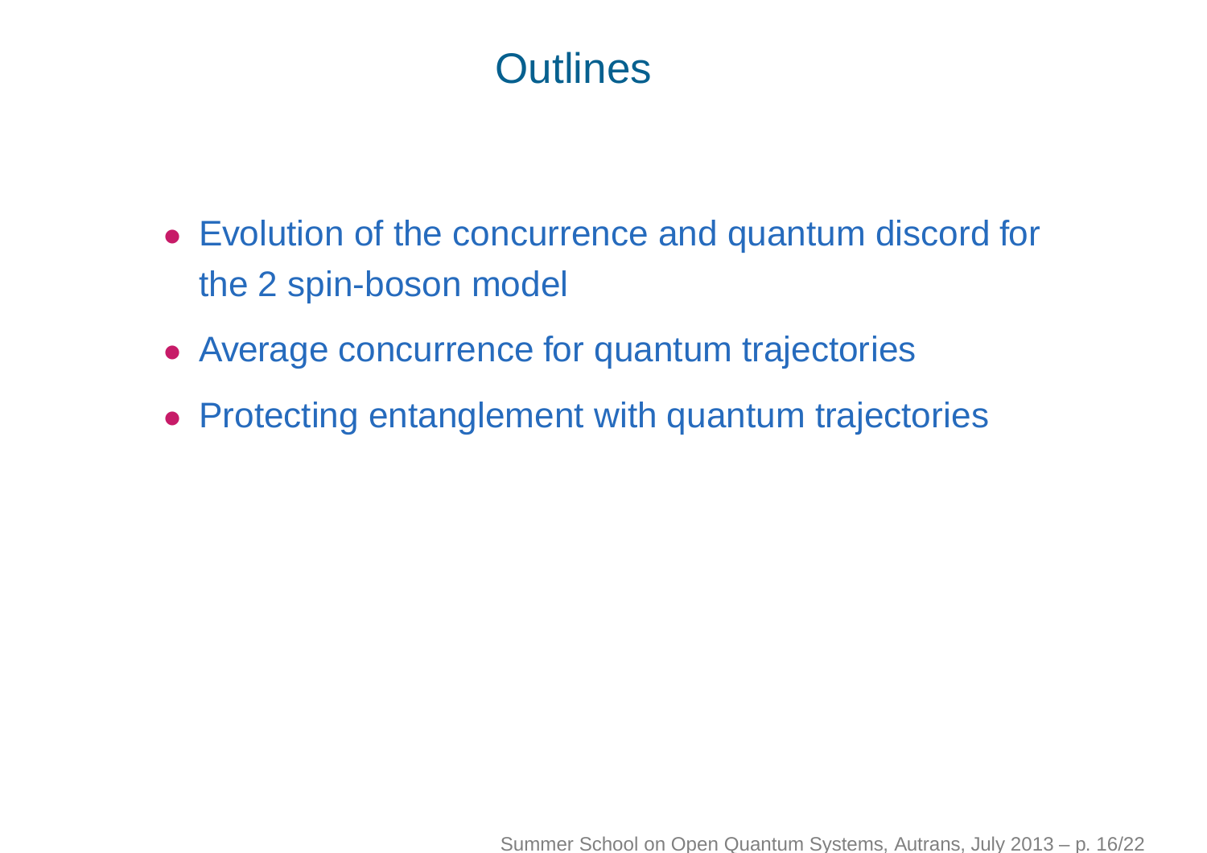# Outlines

- Evolution of the concurrence and quantum discord for the 2 spin-boson model
- Average concurrence for quantum trajectories
- Protecting entanglement with quantum trajectories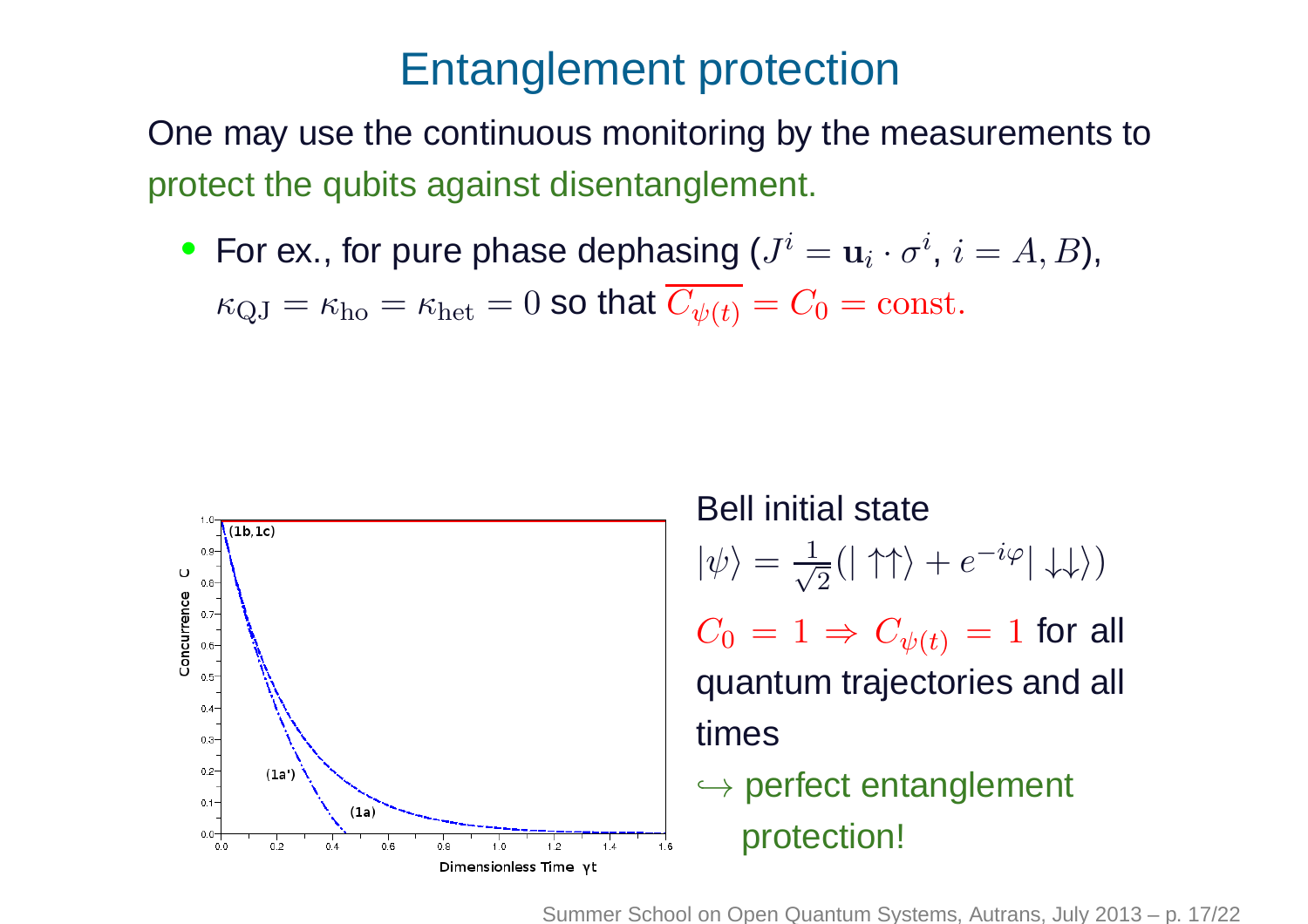# Entanglement protection

One may use the continuous monitoring by the measurements to protect the qubits against disentanglement.

- For ex., for pure phase dephasing ($J^i = \mathbf{u}_i \cdot \sigma^i$, $i = A, B$), $\kappa_{\rm QJ} = \kappa_{\rm ho} = \kappa_{\rm het} = 0$ so that $\overline{C_{\psi(t)}} = C_0 = \text{const.}$

Bell initial state

$$|\psi\rangle = \frac{1}{\sqrt{2}}(|\uparrow\uparrow\rangle + e^{-i\varphi}|\downarrow\downarrow\rangle)$$

$C_0 = 1 \Rightarrow C_{\psi(t)} = 1$ for all quantum trajectories and all times

$\hookrightarrow$ perfect entanglement protection!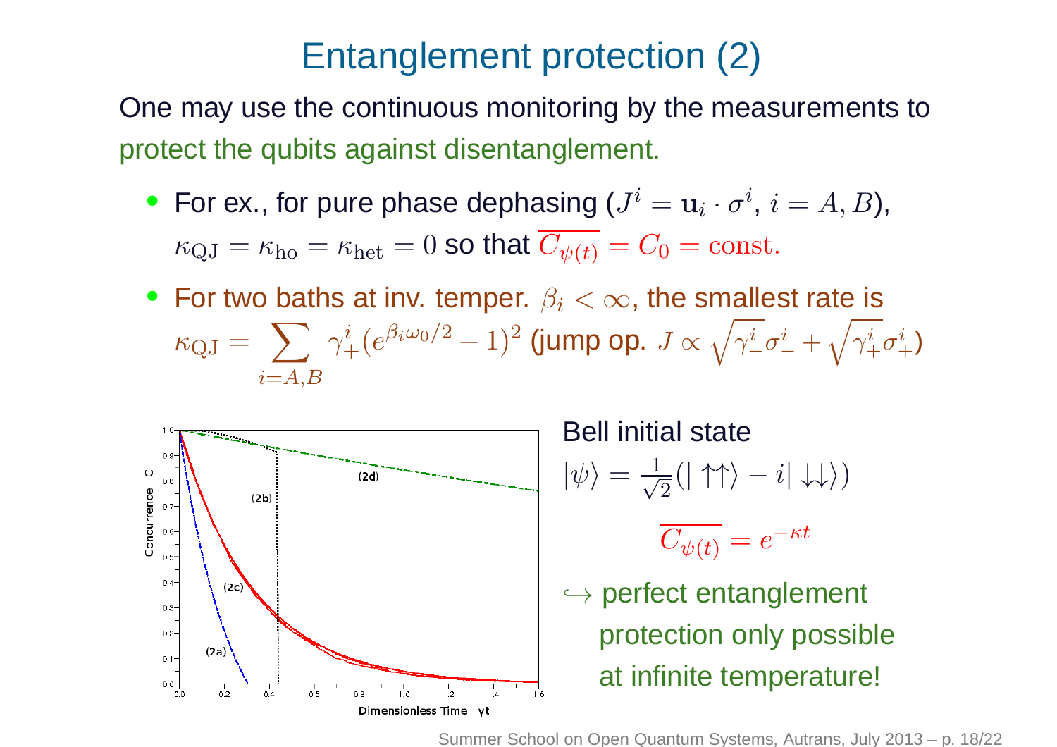# Entanglement protection (2)

One may use the continuous monitoring by the measurements to protect the qubits against disentanglement.

- For ex., for pure phase dephasing ($J^i = \mathbf{u}_i \cdot \sigma^i$, $i = A, B$), $\kappa_{\rm QJ} = \kappa_{\rm ho} = \kappa_{\rm het} = 0$ so that $\overline{C_{\psi(t)}} = C_0 = \text{const.}$
- For two baths at inv. temper. $\beta_i < \infty$, the smallest rate is $\kappa_{\rm QJ} = \sum_{i=A,B} \gamma_+^i (e^{\beta_i \omega_0 / 2} - 1)^2$ (jump op. $J \propto \sqrt{\gamma_-^i}\sigma_-^i + \sqrt{\gamma_+^i}\sigma_+^i$)

Bell initial state

$$|\psi\rangle = \frac{1}{\sqrt{2}}(|\uparrow\uparrow\rangle - i|\downarrow\downarrow\rangle)$$

$$\overline{C_{\psi(t)}} = e^{-\kappa t}$$

$\hookrightarrow$ perfect entanglement protection only possible at infinite temperature!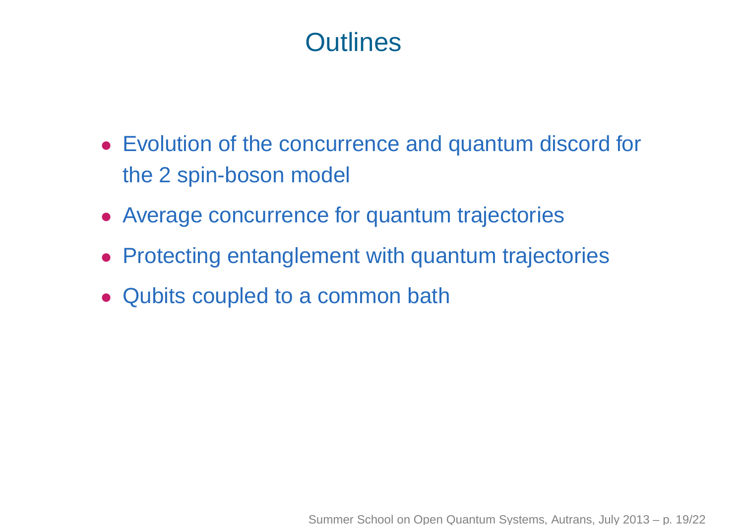# Outlines

- Evolution of the concurrence and quantum discord for the 2 spin-boson model
- Average concurrence for quantum trajectories
- Protecting entanglement with quantum trajectories
- Qubits coupled to a common bath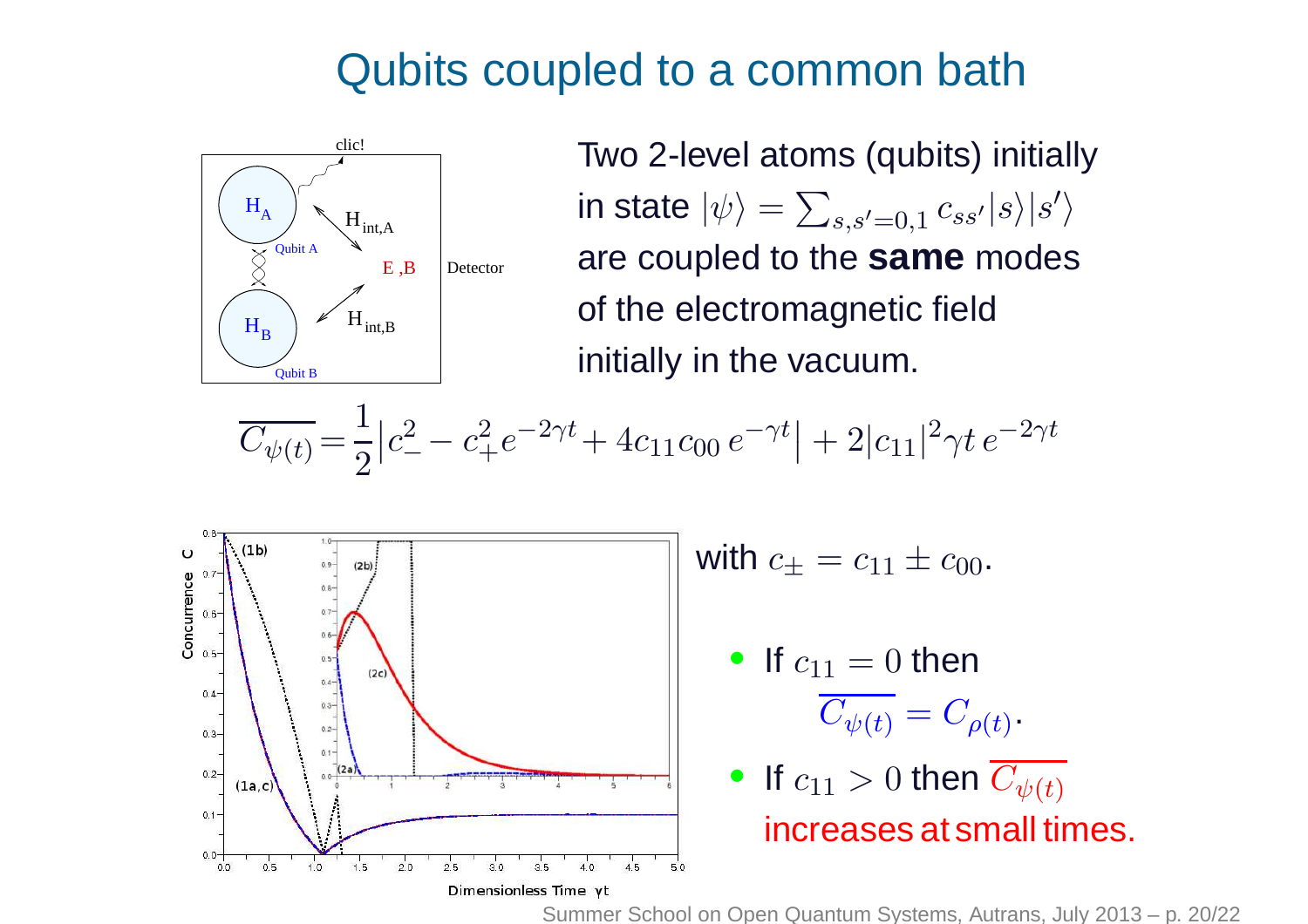# Qubits coupled to a common bath

Two 2-level atoms (qubits) initially in state $|\psi\rangle = \sum_{s,s'=0,1} c_{ss'} |s\rangle |s'\rangle$ are coupled to the **same** modes of the electromagnetic field initially in the vacuum.

$$\overline{C_{\psi(t)}} = \frac{1}{2} \left| c_-^2 - c_+^2 e^{-2\gamma t} + 4 c_{11} c_{00} \, e^{-\gamma t} \right| + 2 |c_{11}|^2 \gamma t \, e^{-2\gamma t}$$

with $c_\pm = c_{11} \pm c_{00}$.

- If $c_{11} = 0$ then $\overline{C_{\psi(t)}} = C_{\rho(t)}$.
- If $c_{11} > 0$ then $\overline{C_{\psi(t)}}$ increases at small times.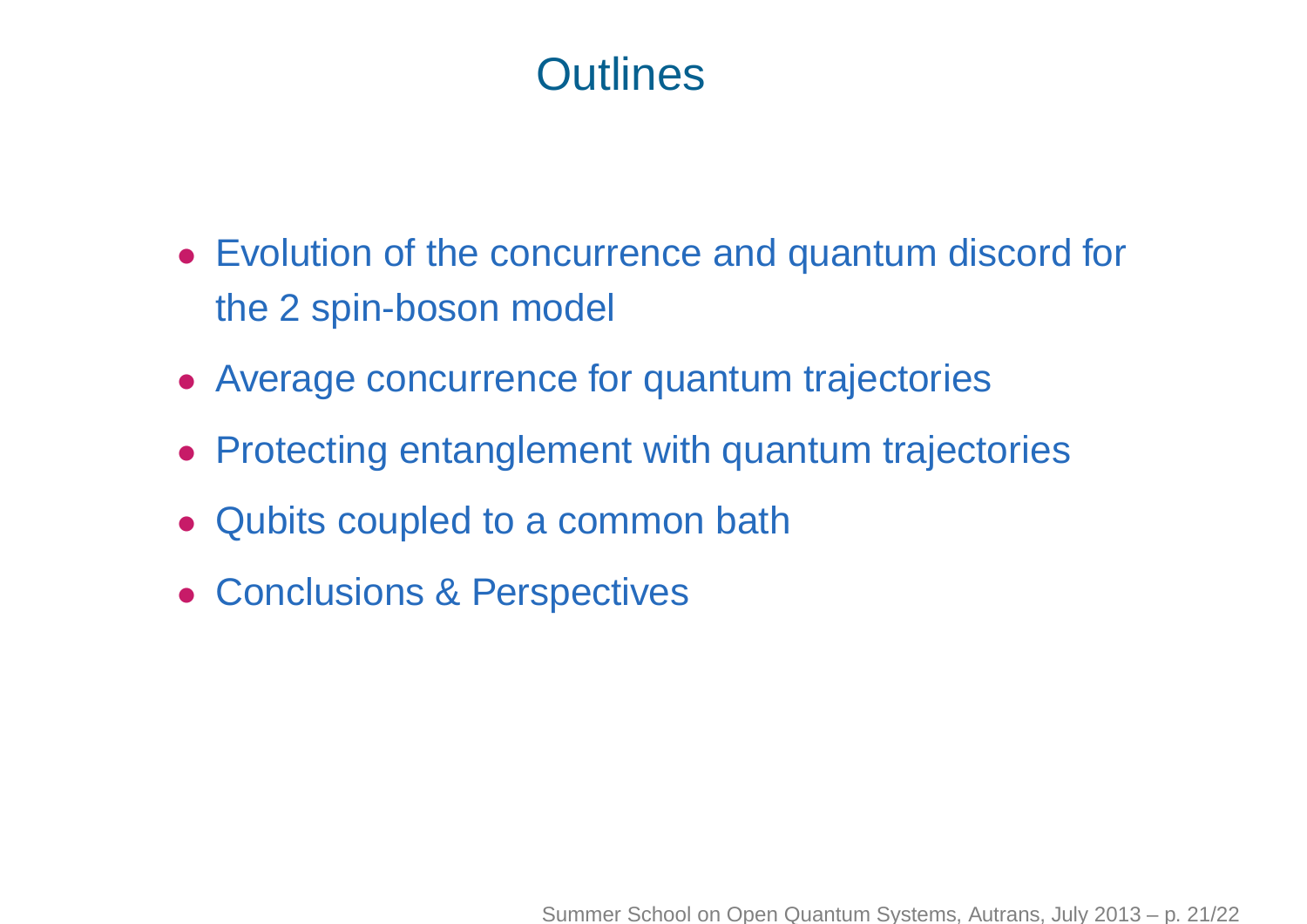# Outlines

- Evolution of the concurrence and quantum discord for the 2 spin-boson model
- Average concurrence for quantum trajectories
- Protecting entanglement with quantum trajectories
- Qubits coupled to a common bath
- Conclusions & Perspectives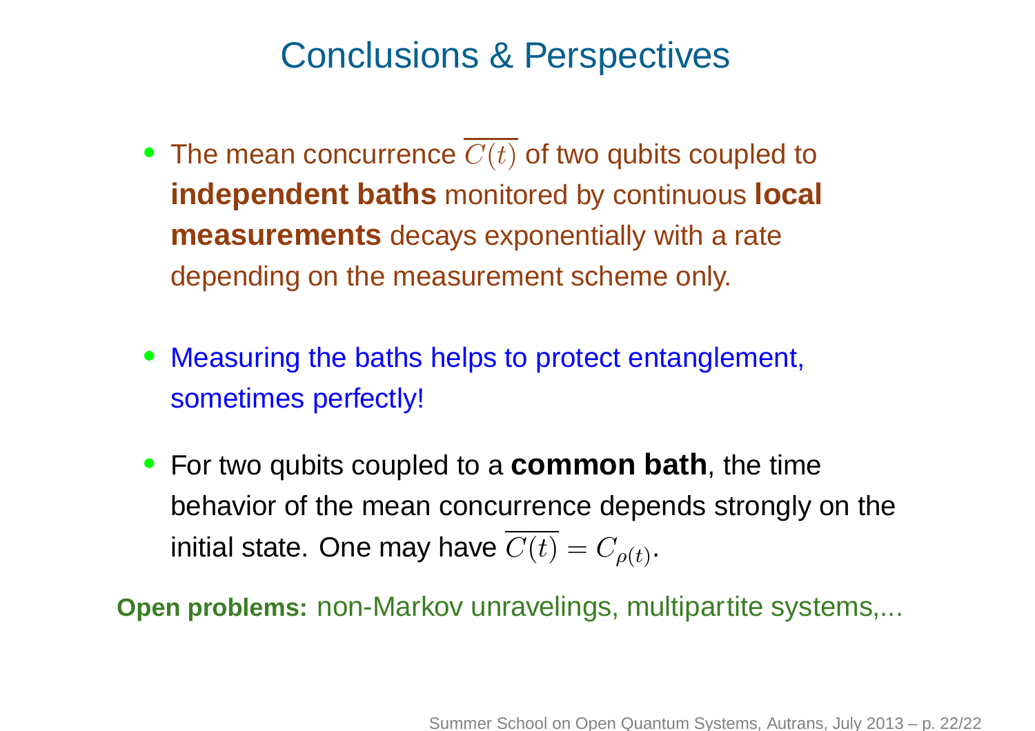# Conclusions & Perspectives

- The mean concurrence $\overline{C(t)}$ of two qubits coupled to **independent baths** monitored by continuous **local measurements** decays exponentially with a rate depending on the measurement scheme only.

- Measuring the baths helps to protect entanglement, sometimes perfectly!

- For two qubits coupled to a **common bath**, the time behavior of the mean concurrence depends strongly on the initial state. One may have $\overline{C(t)} = C_{\rho(t)}$.

**Open problems:** non-Markov unravelings, multipartite systems,...